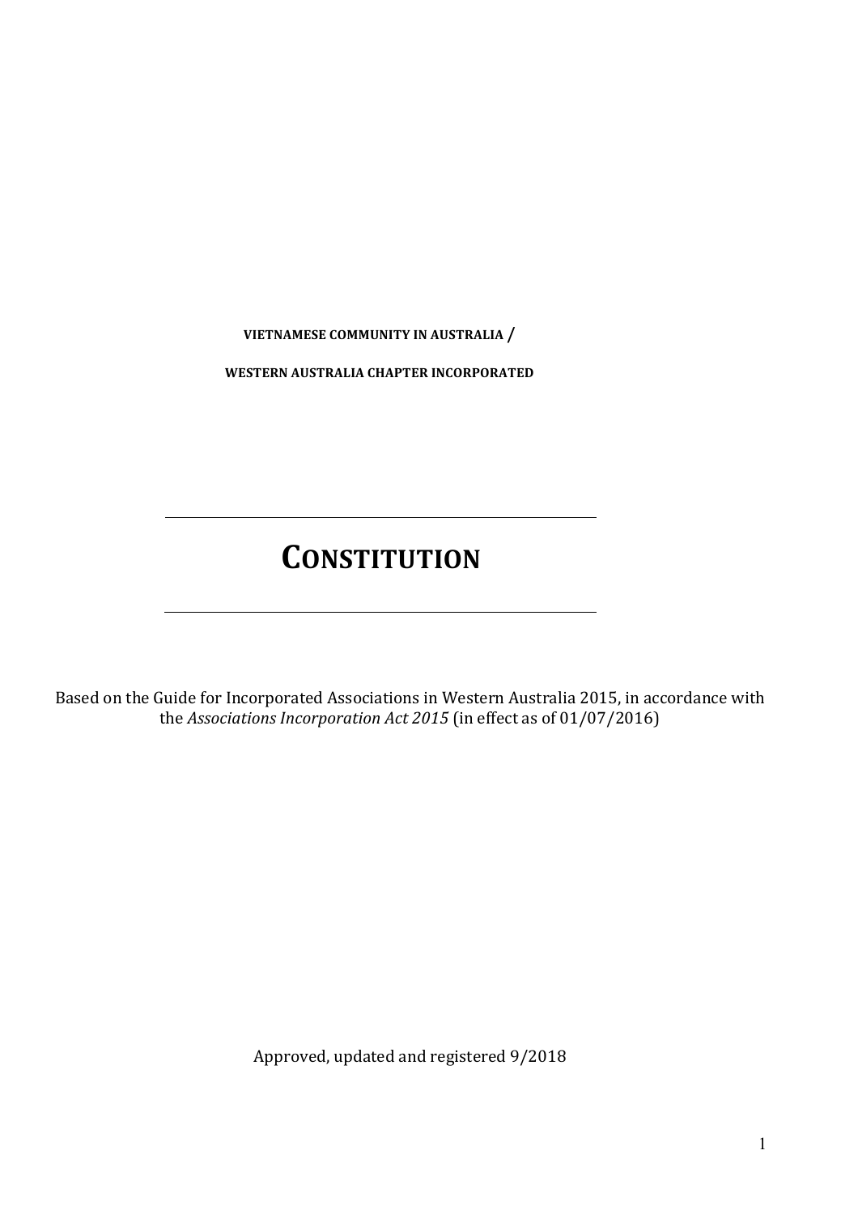**VIETNAMESE COMMUNITY IN AUSTRALIA /**

**WESTERN AUSTRALIA CHAPTER INCORPORATED**

---

# CONSTITUTION

---

Based on the Guide for Incorporated Associations in Western Australia 2015, in accordance with the *Associations Incorporation Act 2015* (in effect as of 01/07/2016)

Approved, updated and registered 9/2018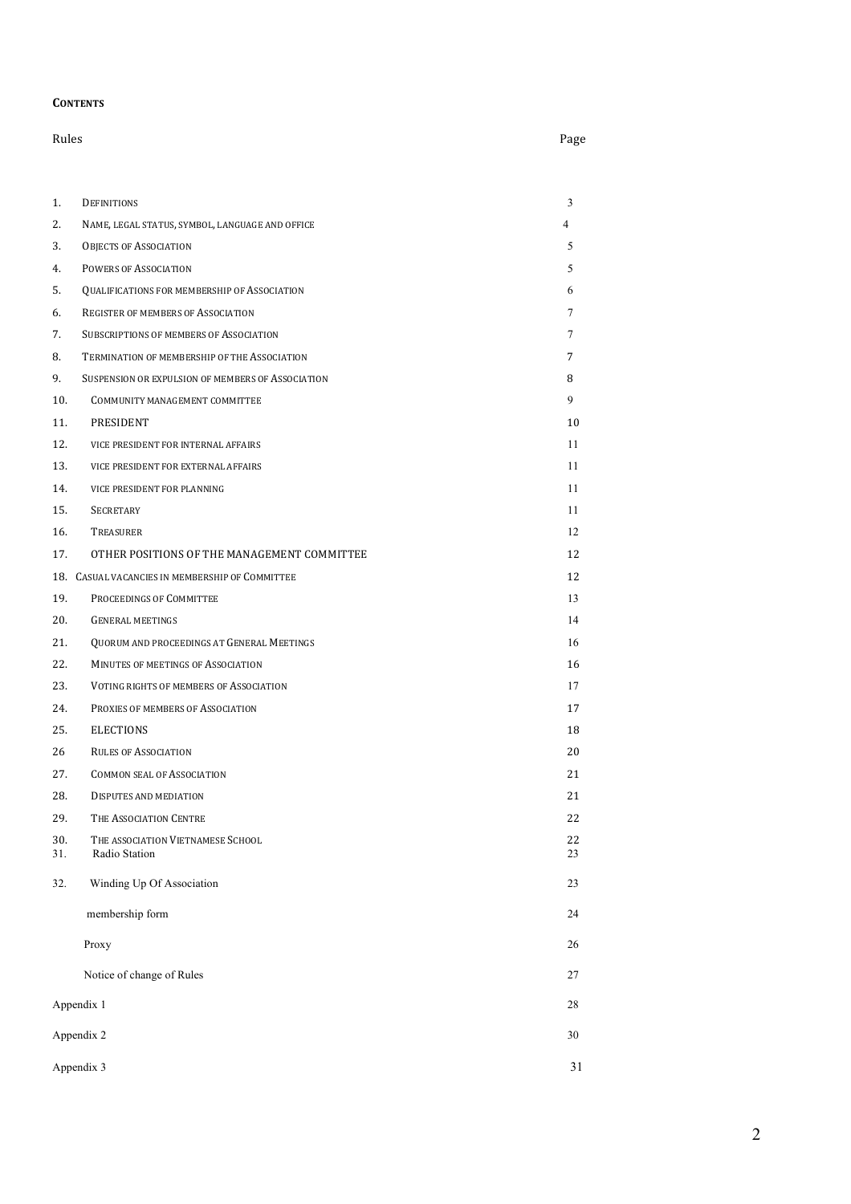**CONTENTS**

| Rules | | Page |
|---|---|---|
| 1. | DEFINITIONS | 3 |
| 2. | NAME, LEGAL STATUS, SYMBOL, LANGUAGE AND OFFICE | 4 |
| 3. | OBJECTS OF ASSOCIATION | 5 |
| 4. | POWERS OF ASSOCIATION | 5 |
| 5. | QUALIFICATIONS FOR MEMBERSHIP OF ASSOCIATION | 6 |
| 6. | REGISTER OF MEMBERS OF ASSOCIATION | 7 |
| 7. | SUBSCRIPTIONS OF MEMBERS OF ASSOCIATION | 7 |
| 8. | TERMINATION OF MEMBERSHIP OF THE ASSOCIATION | 7 |
| 9. | SUSPENSION OR EXPULSION OF MEMBERS OF ASSOCIATION | 8 |
| 10. | COMMUNITY MANAGEMENT COMMITTEE | 9 |
| 11. | PRESIDENT | 10 |
| 12. | VICE PRESIDENT FOR INTERNAL AFFAIRS | 11 |
| 13. | VICE PRESIDENT FOR EXTERNAL AFFAIRS | 11 |
| 14. | VICE PRESIDENT FOR PLANNING | 11 |
| 15. | SECRETARY | 11 |
| 16. | TREASURER | 12 |
| 17. | OTHER POSITIONS OF THE MANAGEMENT COMMITTEE | 12 |
| 18. | CASUAL VACANCIES IN MEMBERSHIP OF COMMITTEE | 12 |
| 19. | PROCEEDINGS OF COMMITTEE | 13 |
| 20. | GENERAL MEETINGS | 14 |
| 21. | QUORUM AND PROCEEDINGS AT GENERAL MEETINGS | 16 |
| 22. | MINUTES OF MEETINGS OF ASSOCIATION | 16 |
| 23. | VOTING RIGHTS OF MEMBERS OF ASSOCIATION | 17 |
| 24. | PROXIES OF MEMBERS OF ASSOCIATION | 17 |
| 25. | ELECTIONS | 18 |
| 26 | RULES OF ASSOCIATION | 20 |
| 27. | COMMON SEAL OF ASSOCIATION | 21 |
| 28. | DISPUTES AND MEDIATION | 21 |
| 29. | THE ASSOCIATION CENTRE | 22 |
| 30. | THE ASSOCIATION VIETNAMESE SCHOOL | 22 |
| 31. | Radio Station | 23 |
| 32. | Winding Up Of Association | 23 |
| | membership form | 24 |
| | Proxy | 26 |
| | Notice of change of Rules | 27 |
| Appendix 1 | | 28 |
| Appendix 2 | | 30 |
| Appendix 3 | | 31 |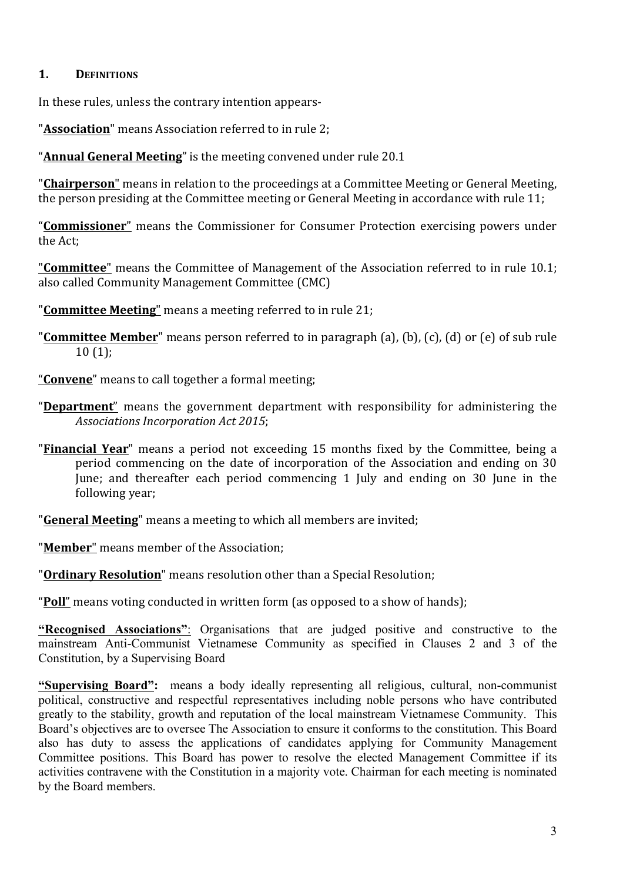## 1. DEFINITIONS

In these rules, unless the contrary intention appears-

"**Association**" means Association referred to in rule 2;

"**Annual General Meeting**" is the meeting convened under rule 20.1

"**Chairperson**" means in relation to the proceedings at a Committee Meeting or General Meeting, the person presiding at the Committee meeting or General Meeting in accordance with rule 11;

"**Commissioner**" means the Commissioner for Consumer Protection exercising powers under the Act;

"**Committee**" means the Committee of Management of the Association referred to in rule 10.1; also called Community Management Committee (CMC)

"**Committee Meeting**" means a meeting referred to in rule 21;

"**Committee Member**" means person referred to in paragraph (a), (b), (c), (d) or (e) of sub rule 10 (1);

"**Convene**" means to call together a formal meeting;

"**Department**" means the government department with responsibility for administering the *Associations Incorporation Act 2015*;

"**Financial Year**" means a period not exceeding 15 months fixed by the Committee, being a period commencing on the date of incorporation of the Association and ending on 30 June; and thereafter each period commencing 1 July and ending on 30 June in the following year;

"**General Meeting**" means a meeting to which all members are invited;

"**Member**" means member of the Association;

"**Ordinary Resolution**" means resolution other than a Special Resolution;

"**Poll**" means voting conducted in written form (as opposed to a show of hands);

**"Recognised Associations"**: Organisations that are judged positive and constructive to the mainstream Anti-Communist Vietnamese Community as specified in Clauses 2 and 3 of the Constitution, by a Supervising Board

**"Supervising Board":** means a body ideally representing all religious, cultural, non-communist political, constructive and respectful representatives including noble persons who have contributed greatly to the stability, growth and reputation of the local mainstream Vietnamese Community. This Board's objectives are to oversee The Association to ensure it conforms to the constitution. This Board also has duty to assess the applications of candidates applying for Community Management Committee positions. This Board has power to resolve the elected Management Committee if its activities contravene with the Constitution in a majority vote. Chairman for each meeting is nominated by the Board members.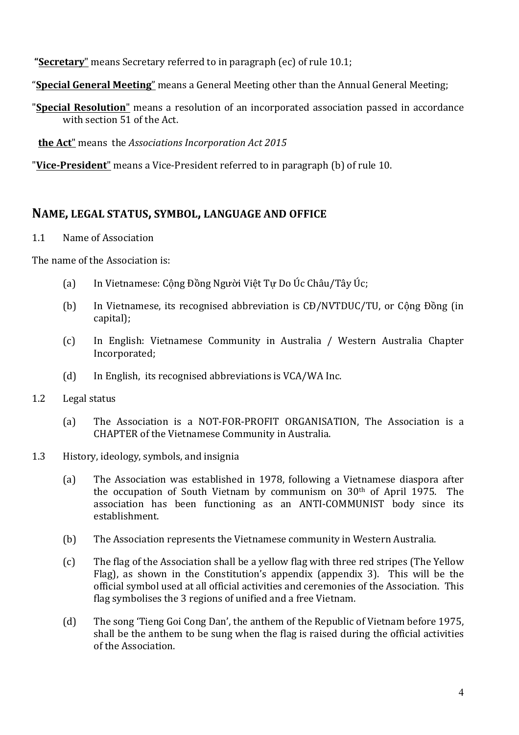**"Secretary**" means Secretary referred to in paragraph (ec) of rule 10.1;

"**Special General Meeting**" means a General Meeting other than the Annual General Meeting;

"**Special Resolution**" means a resolution of an incorporated association passed in accordance with section 51 of the Act.

**the Act**" means the *Associations Incorporation Act 2015*

"**Vice-President**" means a Vice-President referred to in paragraph (b) of rule 10.

## NAME, LEGAL STATUS, SYMBOL, LANGUAGE AND OFFICE

1.1 Name of Association

The name of the Association is:

(a) In Vietnamese: Cộng Đồng Người Việt Tự Do Úc Châu/Tây Úc;

(b) In Vietnamese, its recognised abbreviation is CĐ/NVTDUC/TU, or Cộng Đồng (in capital);

(c) In English: Vietnamese Community in Australia / Western Australia Chapter Incorporated;

(d) In English, its recognised abbreviations is VCA/WA Inc.

1.2 Legal status

(a) The Association is a NOT-FOR-PROFIT ORGANISATION, The Association is a CHAPTER of the Vietnamese Community in Australia.

1.3 History, ideology, symbols, and insignia

(a) The Association was established in 1978, following a Vietnamese diaspora after the occupation of South Vietnam by communism on 30th of April 1975. The association has been functioning as an ANTI-COMMUNIST body since its establishment.

(b) The Association represents the Vietnamese community in Western Australia.

(c) The flag of the Association shall be a yellow flag with three red stripes (The Yellow Flag), as shown in the Constitution's appendix (appendix 3). This will be the official symbol used at all official activities and ceremonies of the Association. This flag symbolises the 3 regions of unified and a free Vietnam.

(d) The song 'Tieng Goi Cong Dan', the anthem of the Republic of Vietnam before 1975, shall be the anthem to be sung when the flag is raised during the official activities of the Association.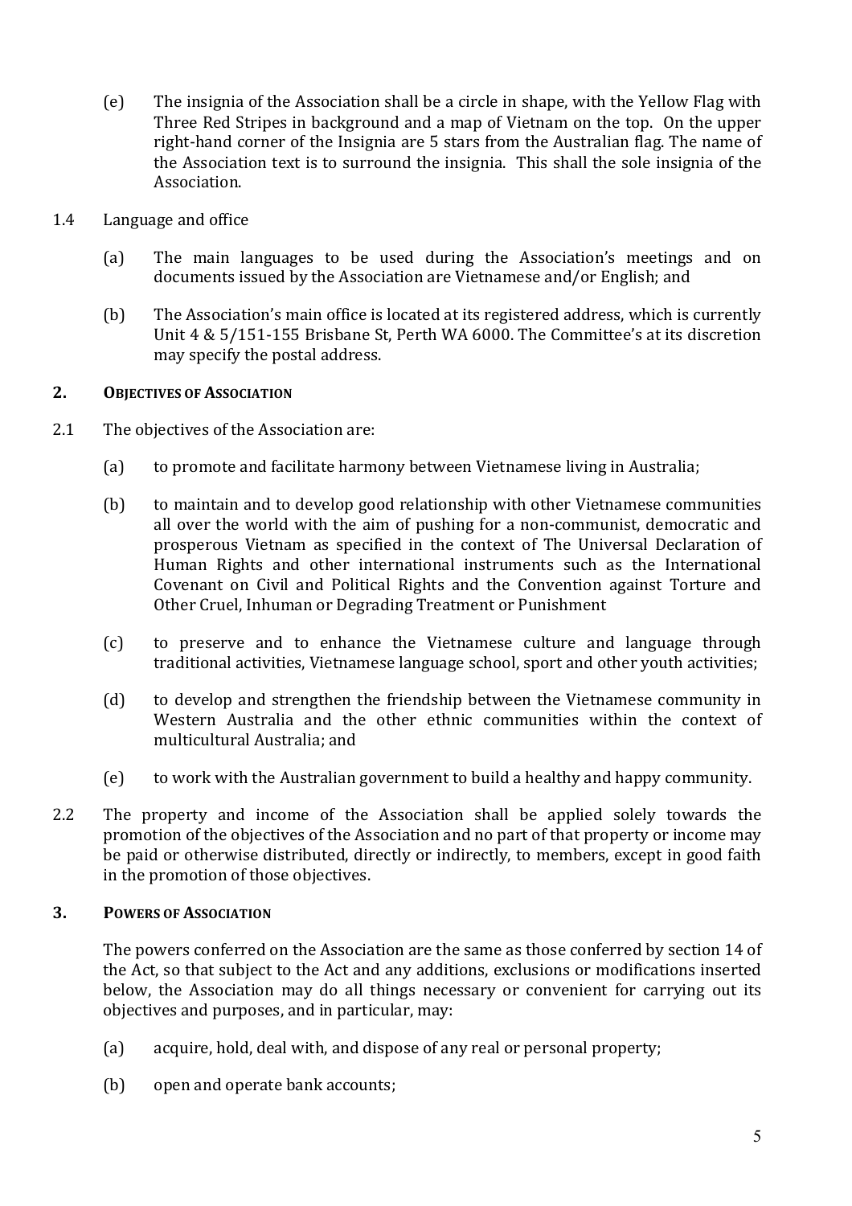(e) The insignia of the Association shall be a circle in shape, with the Yellow Flag with Three Red Stripes in background and a map of Vietnam on the top. On the upper right-hand corner of the Insignia are 5 stars from the Australian flag. The name of the Association text is to surround the insignia. This shall the sole insignia of the Association.

1.4 Language and office

(a) The main languages to be used during the Association's meetings and on documents issued by the Association are Vietnamese and/or English; and

(b) The Association's main office is located at its registered address, which is currently Unit 4 & 5/151-155 Brisbane St, Perth WA 6000. The Committee's at its discretion may specify the postal address.

## 2. OBJECTIVES OF ASSOCIATION

2.1 The objectives of the Association are:

(a) to promote and facilitate harmony between Vietnamese living in Australia;

(b) to maintain and to develop good relationship with other Vietnamese communities all over the world with the aim of pushing for a non-communist, democratic and prosperous Vietnam as specified in the context of The Universal Declaration of Human Rights and other international instruments such as the International Covenant on Civil and Political Rights and the Convention against Torture and Other Cruel, Inhuman or Degrading Treatment or Punishment

(c) to preserve and to enhance the Vietnamese culture and language through traditional activities, Vietnamese language school, sport and other youth activities;

(d) to develop and strengthen the friendship between the Vietnamese community in Western Australia and the other ethnic communities within the context of multicultural Australia; and

(e) to work with the Australian government to build a healthy and happy community.

2.2 The property and income of the Association shall be applied solely towards the promotion of the objectives of the Association and no part of that property or income may be paid or otherwise distributed, directly or indirectly, to members, except in good faith in the promotion of those objectives.

## 3. POWERS OF ASSOCIATION

The powers conferred on the Association are the same as those conferred by section 14 of the Act, so that subject to the Act and any additions, exclusions or modifications inserted below, the Association may do all things necessary or convenient for carrying out its objectives and purposes, and in particular, may:

(a) acquire, hold, deal with, and dispose of any real or personal property;

(b) open and operate bank accounts;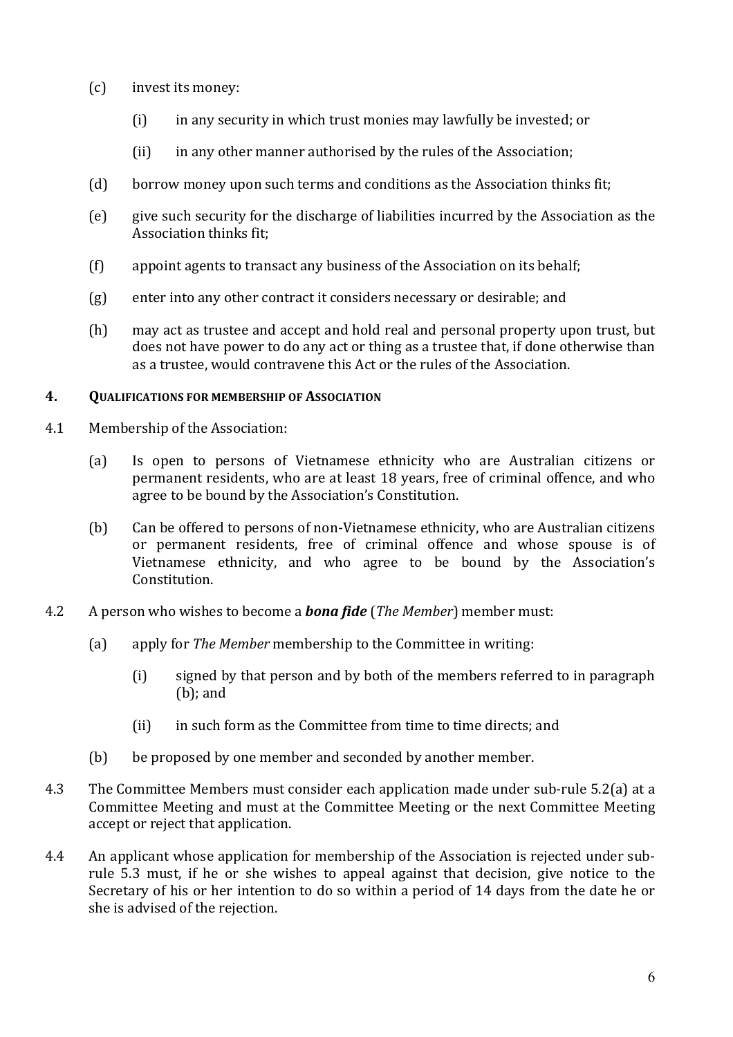(c) invest its money:

  (i) in any security in which trust monies may lawfully be invested; or

  (ii) in any other manner authorised by the rules of the Association;

(d) borrow money upon such terms and conditions as the Association thinks fit;

(e) give such security for the discharge of liabilities incurred by the Association as the Association thinks fit;

(f) appoint agents to transact any business of the Association on its behalf;

(g) enter into any other contract it considers necessary or desirable; and

(h) may act as trustee and accept and hold real and personal property upon trust, but does not have power to do any act or thing as a trustee that, if done otherwise than as a trustee, would contravene this Act or the rules of the Association.

## 4. QUALIFICATIONS FOR MEMBERSHIP OF ASSOCIATION

4.1 Membership of the Association:

(a) Is open to persons of Vietnamese ethnicity who are Australian citizens or permanent residents, who are at least 18 years, free of criminal offence, and who agree to be bound by the Association's Constitution.

(b) Can be offered to persons of non-Vietnamese ethnicity, who are Australian citizens or permanent residents, free of criminal offence and whose spouse is of Vietnamese ethnicity, and who agree to be bound by the Association's Constitution.

4.2 A person who wishes to become a ***bona fide*** (*The Member*) member must:

(a) apply for *The Member* membership to the Committee in writing:

  (i) signed by that person and by both of the members referred to in paragraph (b); and

  (ii) in such form as the Committee from time to time directs; and

(b) be proposed by one member and seconded by another member.

4.3 The Committee Members must consider each application made under sub-rule 5.2(a) at a Committee Meeting and must at the Committee Meeting or the next Committee Meeting accept or reject that application.

4.4 An applicant whose application for membership of the Association is rejected under sub-rule 5.3 must, if he or she wishes to appeal against that decision, give notice to the Secretary of his or her intention to do so within a period of 14 days from the date he or she is advised of the rejection.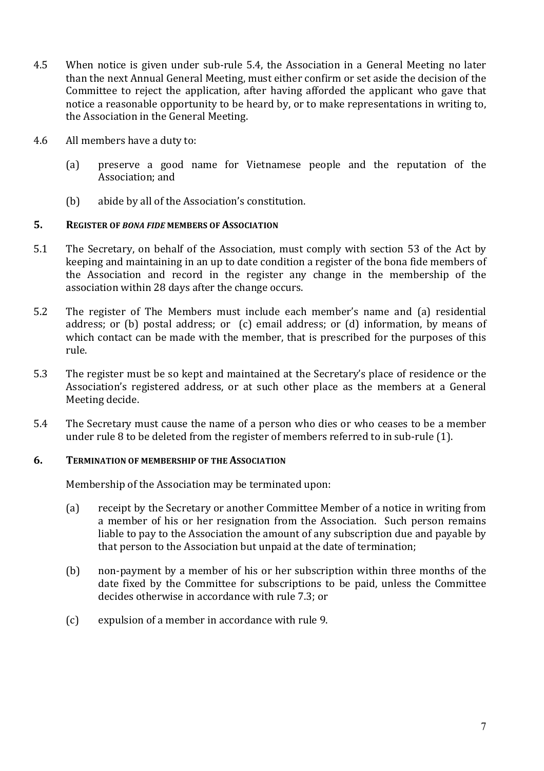4.5 When notice is given under sub-rule 5.4, the Association in a General Meeting no later than the next Annual General Meeting, must either confirm or set aside the decision of the Committee to reject the application, after having afforded the applicant who gave that notice a reasonable opportunity to be heard by, or to make representations in writing to, the Association in the General Meeting.

4.6 All members have a duty to:

(a) preserve a good name for Vietnamese people and the reputation of the Association; and

(b) abide by all of the Association's constitution.

## 5. REGISTER OF *BONA FIDE* MEMBERS OF ASSOCIATION

5.1 The Secretary, on behalf of the Association, must comply with section 53 of the Act by keeping and maintaining in an up to date condition a register of the bona fide members of the Association and record in the register any change in the membership of the association within 28 days after the change occurs.

5.2 The register of The Members must include each member's name and (a) residential address; or (b) postal address; or (c) email address; or (d) information, by means of which contact can be made with the member, that is prescribed for the purposes of this rule.

5.3 The register must be so kept and maintained at the Secretary's place of residence or the Association's registered address, or at such other place as the members at a General Meeting decide.

5.4 The Secretary must cause the name of a person who dies or who ceases to be a member under rule 8 to be deleted from the register of members referred to in sub-rule (1).

## 6. TERMINATION OF MEMBERSHIP OF THE ASSOCIATION

Membership of the Association may be terminated upon:

(a) receipt by the Secretary or another Committee Member of a notice in writing from a member of his or her resignation from the Association. Such person remains liable to pay to the Association the amount of any subscription due and payable by that person to the Association but unpaid at the date of termination;

(b) non-payment by a member of his or her subscription within three months of the date fixed by the Committee for subscriptions to be paid, unless the Committee decides otherwise in accordance with rule 7.3; or

(c) expulsion of a member in accordance with rule 9.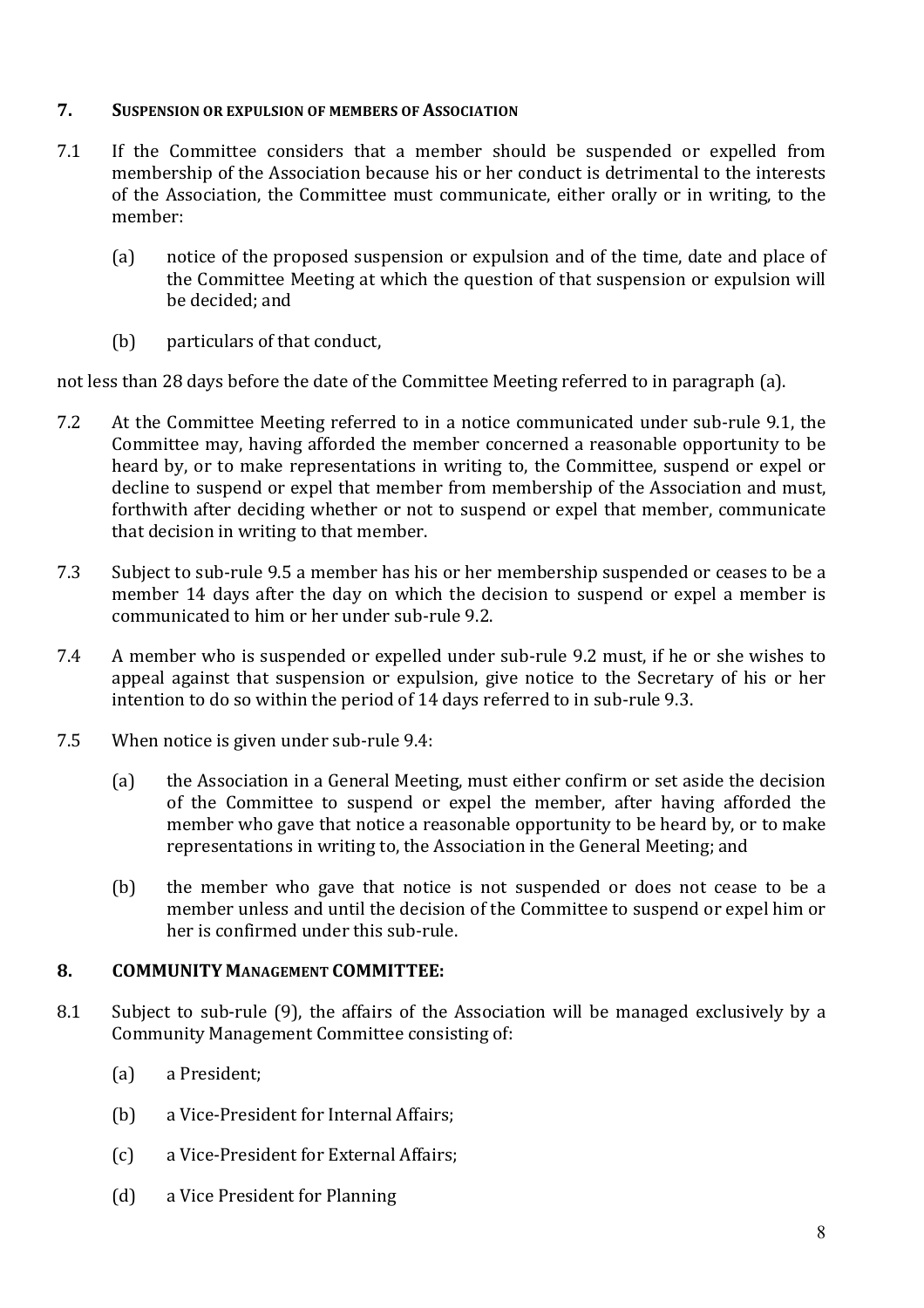## 7. SUSPENSION OR EXPULSION OF MEMBERS OF ASSOCIATION

7.1 If the Committee considers that a member should be suspended or expelled from membership of the Association because his or her conduct is detrimental to the interests of the Association, the Committee must communicate, either orally or in writing, to the member:

(a) notice of the proposed suspension or expulsion and of the time, date and place of the Committee Meeting at which the question of that suspension or expulsion will be decided; and

(b) particulars of that conduct,

not less than 28 days before the date of the Committee Meeting referred to in paragraph (a).

7.2 At the Committee Meeting referred to in a notice communicated under sub-rule 9.1, the Committee may, having afforded the member concerned a reasonable opportunity to be heard by, or to make representations in writing to, the Committee, suspend or expel or decline to suspend or expel that member from membership of the Association and must, forthwith after deciding whether or not to suspend or expel that member, communicate that decision in writing to that member.

7.3 Subject to sub-rule 9.5 a member has his or her membership suspended or ceases to be a member 14 days after the day on which the decision to suspend or expel a member is communicated to him or her under sub-rule 9.2.

7.4 A member who is suspended or expelled under sub-rule 9.2 must, if he or she wishes to appeal against that suspension or expulsion, give notice to the Secretary of his or her intention to do so within the period of 14 days referred to in sub-rule 9.3.

7.5 When notice is given under sub-rule 9.4:

(a) the Association in a General Meeting, must either confirm or set aside the decision of the Committee to suspend or expel the member, after having afforded the member who gave that notice a reasonable opportunity to be heard by, or to make representations in writing to, the Association in the General Meeting; and

(b) the member who gave that notice is not suspended or does not cease to be a member unless and until the decision of the Committee to suspend or expel him or her is confirmed under this sub-rule.

## 8. COMMUNITY MANAGEMENT COMMITTEE:

8.1 Subject to sub-rule (9), the affairs of the Association will be managed exclusively by a Community Management Committee consisting of:

(a) a President;

(b) a Vice-President for Internal Affairs;

(c) a Vice-President for External Affairs;

(d) a Vice President for Planning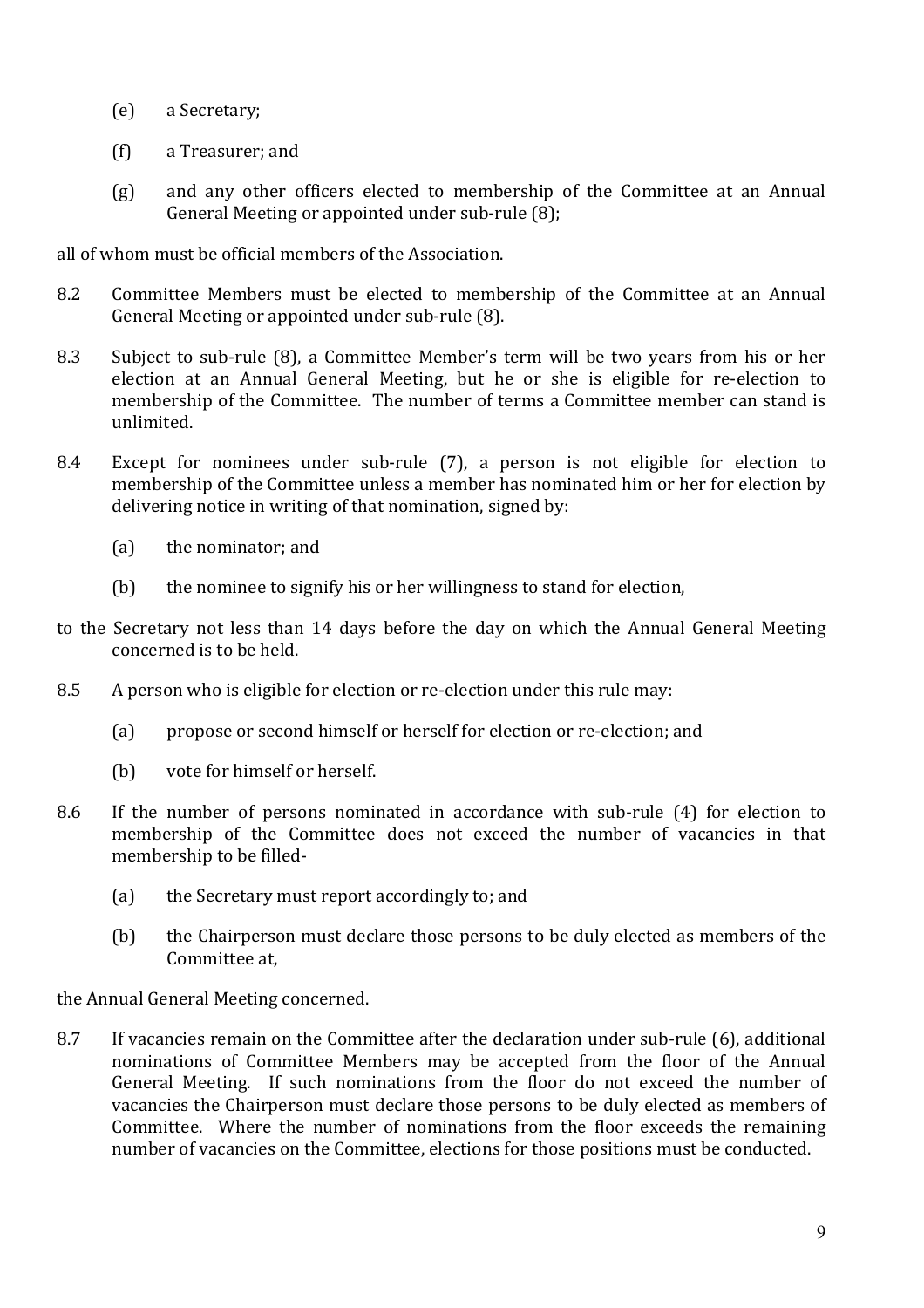(e) a Secretary;

(f) a Treasurer; and

(g) and any other officers elected to membership of the Committee at an Annual General Meeting or appointed under sub-rule (8);

all of whom must be official members of the Association.

8.2 Committee Members must be elected to membership of the Committee at an Annual General Meeting or appointed under sub-rule (8).

8.3 Subject to sub-rule (8), a Committee Member's term will be two years from his or her election at an Annual General Meeting, but he or she is eligible for re-election to membership of the Committee. The number of terms a Committee member can stand is unlimited.

8.4 Except for nominees under sub-rule (7), a person is not eligible for election to membership of the Committee unless a member has nominated him or her for election by delivering notice in writing of that nomination, signed by:

(a) the nominator; and

(b) the nominee to signify his or her willingness to stand for election,

to the Secretary not less than 14 days before the day on which the Annual General Meeting concerned is to be held.

8.5 A person who is eligible for election or re-election under this rule may:

(a) propose or second himself or herself for election or re-election; and

(b) vote for himself or herself.

8.6 If the number of persons nominated in accordance with sub-rule (4) for election to membership of the Committee does not exceed the number of vacancies in that membership to be filled-

(a) the Secretary must report accordingly to; and

(b) the Chairperson must declare those persons to be duly elected as members of the Committee at,

the Annual General Meeting concerned.

8.7 If vacancies remain on the Committee after the declaration under sub-rule (6), additional nominations of Committee Members may be accepted from the floor of the Annual General Meeting. If such nominations from the floor do not exceed the number of vacancies the Chairperson must declare those persons to be duly elected as members of Committee. Where the number of nominations from the floor exceeds the remaining number of vacancies on the Committee, elections for those positions must be conducted.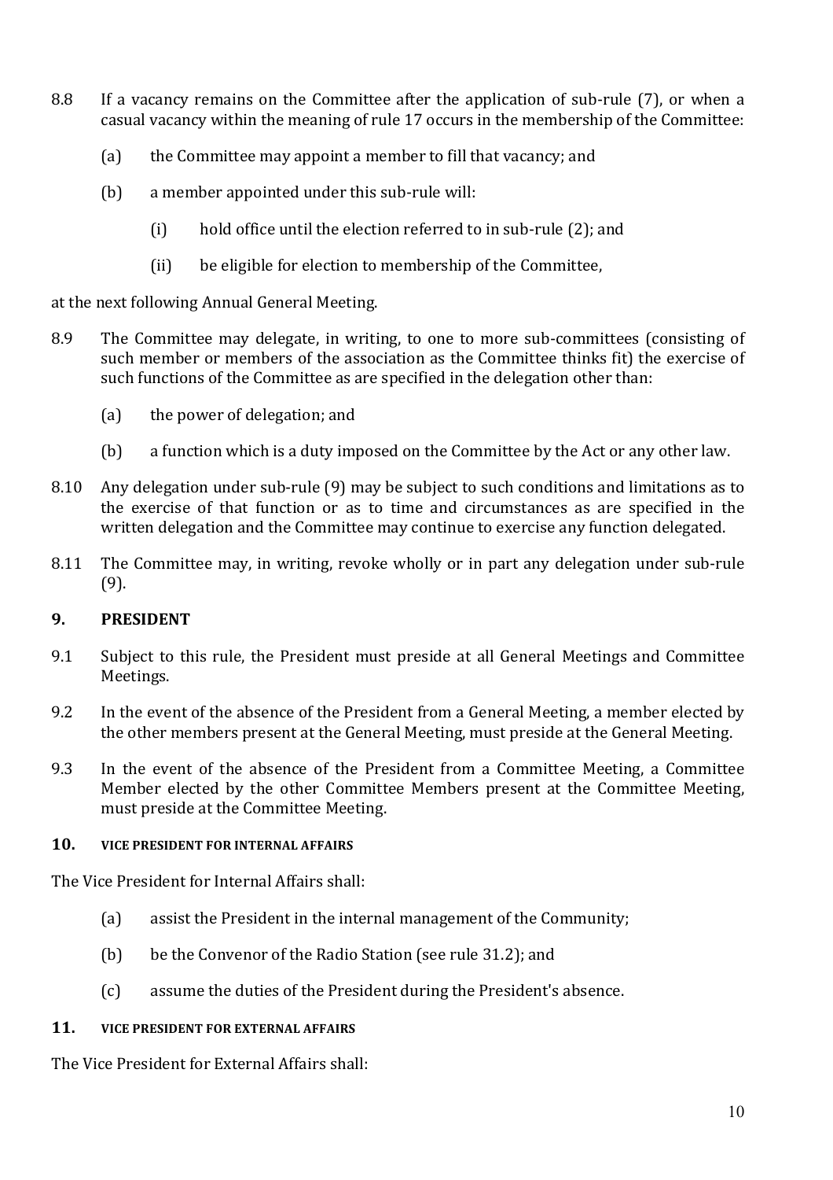8.8 If a vacancy remains on the Committee after the application of sub-rule (7), or when a casual vacancy within the meaning of rule 17 occurs in the membership of the Committee:

- (a) the Committee may appoint a member to fill that vacancy; and
- (b) a member appointed under this sub-rule will:
  - (i) hold office until the election referred to in sub-rule (2); and
  - (ii) be eligible for election to membership of the Committee,

at the next following Annual General Meeting.

8.9 The Committee may delegate, in writing, to one to more sub-committees (consisting of such member or members of the association as the Committee thinks fit) the exercise of such functions of the Committee as are specified in the delegation other than:

- (a) the power of delegation; and
- (b) a function which is a duty imposed on the Committee by the Act or any other law.

8.10 Any delegation under sub-rule (9) may be subject to such conditions and limitations as to the exercise of that function or as to time and circumstances as are specified in the written delegation and the Committee may continue to exercise any function delegated.

8.11 The Committee may, in writing, revoke wholly or in part any delegation under sub-rule (9).

## 9. PRESIDENT

9.1 Subject to this rule, the President must preside at all General Meetings and Committee Meetings.

9.2 In the event of the absence of the President from a General Meeting, a member elected by the other members present at the General Meeting, must preside at the General Meeting.

9.3 In the event of the absence of the President from a Committee Meeting, a Committee Member elected by the other Committee Members present at the Committee Meeting, must preside at the Committee Meeting.

## 10. VICE PRESIDENT FOR INTERNAL AFFAIRS

The Vice President for Internal Affairs shall:

- (a) assist the President in the internal management of the Community;
- (b) be the Convenor of the Radio Station (see rule 31.2); and
- (c) assume the duties of the President during the President's absence.

## 11. VICE PRESIDENT FOR EXTERNAL AFFAIRS

The Vice President for External Affairs shall: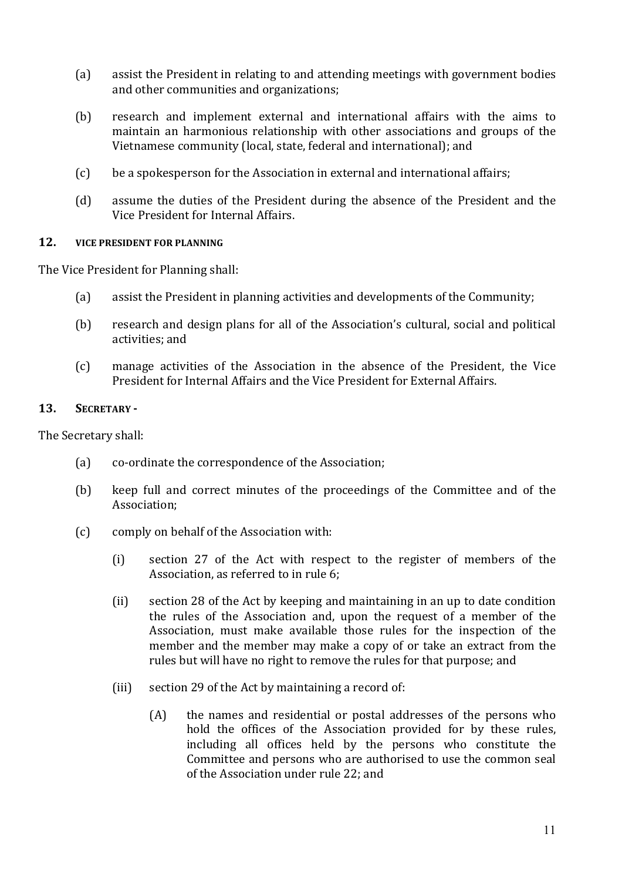(a) assist the President in relating to and attending meetings with government bodies and other communities and organizations;

(b) research and implement external and international affairs with the aims to maintain an harmonious relationship with other associations and groups of the Vietnamese community (local, state, federal and international); and

(c) be a spokesperson for the Association in external and international affairs;

(d) assume the duties of the President during the absence of the President and the Vice President for Internal Affairs.

## 12. VICE PRESIDENT FOR PLANNING

The Vice President for Planning shall:

(a) assist the President in planning activities and developments of the Community;

(b) research and design plans for all of the Association's cultural, social and political activities; and

(c) manage activities of the Association in the absence of the President, the Vice President for Internal Affairs and the Vice President for External Affairs.

## 13. SECRETARY -

The Secretary shall:

(a) co-ordinate the correspondence of the Association;

(b) keep full and correct minutes of the proceedings of the Committee and of the Association;

(c) comply on behalf of the Association with:

  (i) section 27 of the Act with respect to the register of members of the Association, as referred to in rule 6;

  (ii) section 28 of the Act by keeping and maintaining in an up to date condition the rules of the Association and, upon the request of a member of the Association, must make available those rules for the inspection of the member and the member may make a copy of or take an extract from the rules but will have no right to remove the rules for that purpose; and

  (iii) section 29 of the Act by maintaining a record of:

    (A) the names and residential or postal addresses of the persons who hold the offices of the Association provided for by these rules, including all offices held by the persons who constitute the Committee and persons who are authorised to use the common seal of the Association under rule 22; and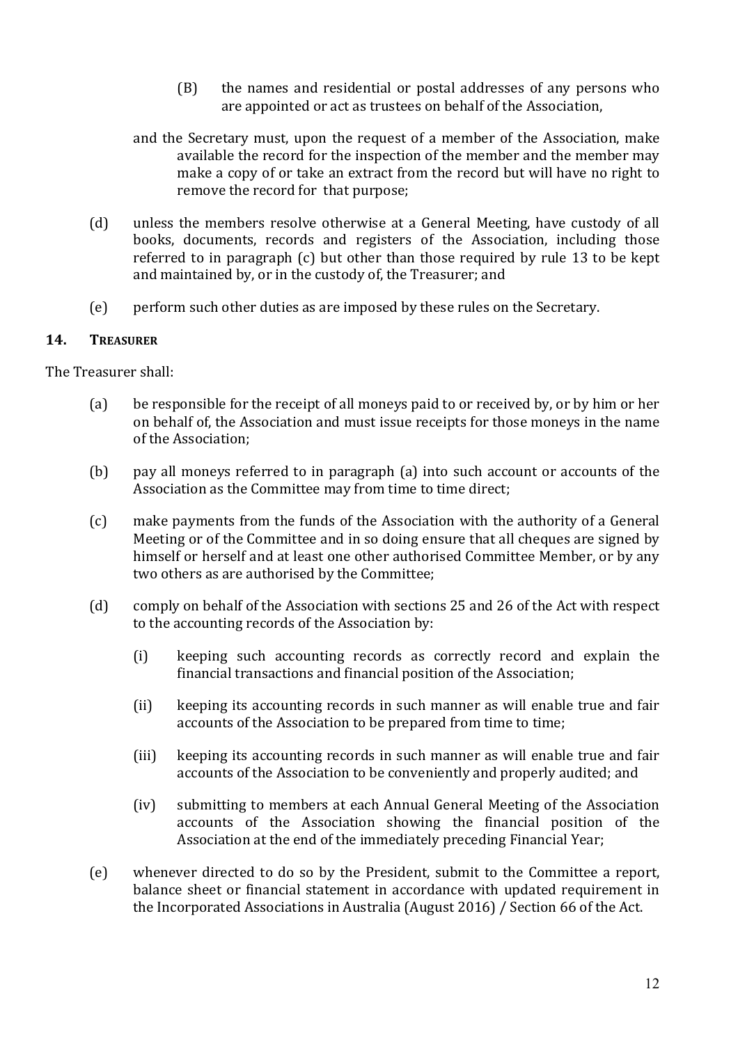(B) the names and residential or postal addresses of any persons who are appointed or act as trustees on behalf of the Association,

and the Secretary must, upon the request of a member of the Association, make available the record for the inspection of the member and the member may make a copy of or take an extract from the record but will have no right to remove the record for that purpose;

(d) unless the members resolve otherwise at a General Meeting, have custody of all books, documents, records and registers of the Association, including those referred to in paragraph (c) but other than those required by rule 13 to be kept and maintained by, or in the custody of, the Treasurer; and

(e) perform such other duties as are imposed by these rules on the Secretary.

## 14. TREASURER

The Treasurer shall:

(a) be responsible for the receipt of all moneys paid to or received by, or by him or her on behalf of, the Association and must issue receipts for those moneys in the name of the Association;

(b) pay all moneys referred to in paragraph (a) into such account or accounts of the Association as the Committee may from time to time direct;

(c) make payments from the funds of the Association with the authority of a General Meeting or of the Committee and in so doing ensure that all cheques are signed by himself or herself and at least one other authorised Committee Member, or by any two others as are authorised by the Committee;

(d) comply on behalf of the Association with sections 25 and 26 of the Act with respect to the accounting records of the Association by:

   (i) keeping such accounting records as correctly record and explain the financial transactions and financial position of the Association;

   (ii) keeping its accounting records in such manner as will enable true and fair accounts of the Association to be prepared from time to time;

   (iii) keeping its accounting records in such manner as will enable true and fair accounts of the Association to be conveniently and properly audited; and

   (iv) submitting to members at each Annual General Meeting of the Association accounts of the Association showing the financial position of the Association at the end of the immediately preceding Financial Year;

(e) whenever directed to do so by the President, submit to the Committee a report, balance sheet or financial statement in accordance with updated requirement in the Incorporated Associations in Australia (August 2016) / Section 66 of the Act.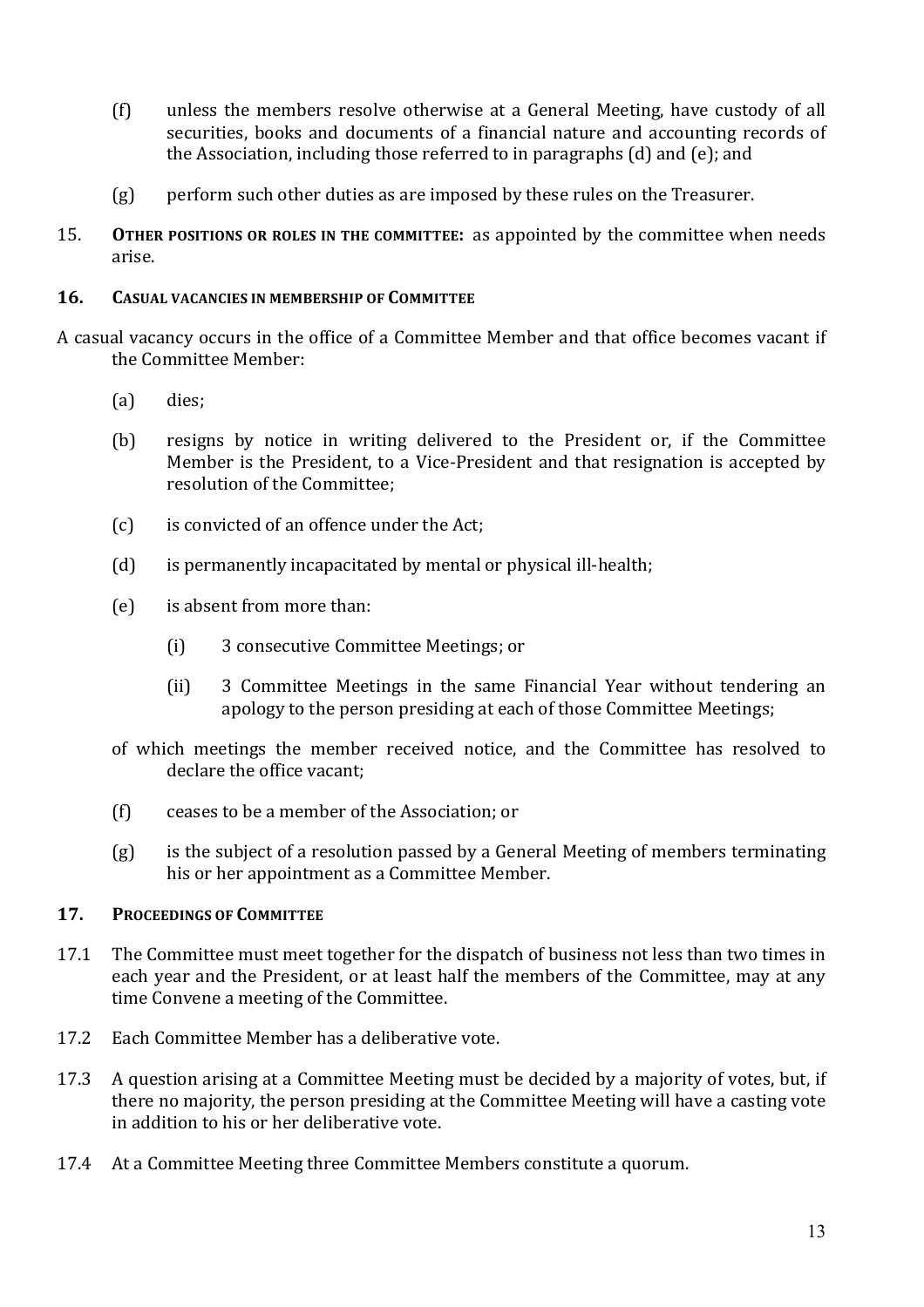(f) unless the members resolve otherwise at a General Meeting, have custody of all securities, books and documents of a financial nature and accounting records of the Association, including those referred to in paragraphs (d) and (e); and

(g) perform such other duties as are imposed by these rules on the Treasurer.

15. **OTHER POSITIONS OR ROLES IN THE COMMITTEE:** as appointed by the committee when needs arise.

## 16. CASUAL VACANCIES IN MEMBERSHIP OF COMMITTEE

A casual vacancy occurs in the office of a Committee Member and that office becomes vacant if the Committee Member:

(a) dies;

(b) resigns by notice in writing delivered to the President or, if the Committee Member is the President, to a Vice-President and that resignation is accepted by resolution of the Committee;

(c) is convicted of an offence under the Act;

(d) is permanently incapacitated by mental or physical ill-health;

(e) is absent from more than:

(i) 3 consecutive Committee Meetings; or

(ii) 3 Committee Meetings in the same Financial Year without tendering an apology to the person presiding at each of those Committee Meetings;

of which meetings the member received notice, and the Committee has resolved to declare the office vacant;

(f) ceases to be a member of the Association; or

(g) is the subject of a resolution passed by a General Meeting of members terminating his or her appointment as a Committee Member.

## 17. PROCEEDINGS OF COMMITTEE

17.1 The Committee must meet together for the dispatch of business not less than two times in each year and the President, or at least half the members of the Committee, may at any time Convene a meeting of the Committee.

17.2 Each Committee Member has a deliberative vote.

17.3 A question arising at a Committee Meeting must be decided by a majority of votes, but, if there no majority, the person presiding at the Committee Meeting will have a casting vote in addition to his or her deliberative vote.

17.4 At a Committee Meeting three Committee Members constitute a quorum.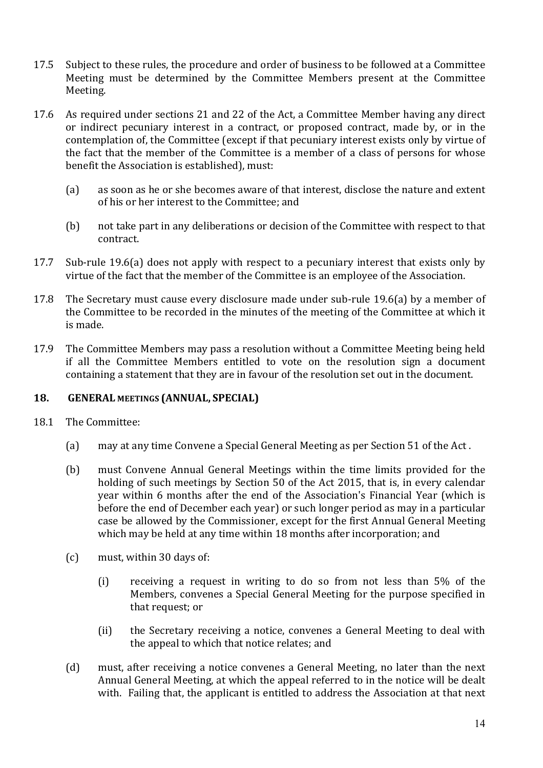17.5 Subject to these rules, the procedure and order of business to be followed at a Committee Meeting must be determined by the Committee Members present at the Committee Meeting.

17.6 As required under sections 21 and 22 of the Act, a Committee Member having any direct or indirect pecuniary interest in a contract, or proposed contract, made by, or in the contemplation of, the Committee (except if that pecuniary interest exists only by virtue of the fact that the member of the Committee is a member of a class of persons for whose benefit the Association is established), must:

(a) as soon as he or she becomes aware of that interest, disclose the nature and extent of his or her interest to the Committee; and

(b) not take part in any deliberations or decision of the Committee with respect to that contract.

17.7 Sub-rule 19.6(a) does not apply with respect to a pecuniary interest that exists only by virtue of the fact that the member of the Committee is an employee of the Association.

17.8 The Secretary must cause every disclosure made under sub-rule 19.6(a) by a member of the Committee to be recorded in the minutes of the meeting of the Committee at which it is made.

17.9 The Committee Members may pass a resolution without a Committee Meeting being held if all the Committee Members entitled to vote on the resolution sign a document containing a statement that they are in favour of the resolution set out in the document.

## 18. GENERAL MEETINGS (ANNUAL, SPECIAL)

18.1 The Committee:

(a) may at any time Convene a Special General Meeting as per Section 51 of the Act .

(b) must Convene Annual General Meetings within the time limits provided for the holding of such meetings by Section 50 of the Act 2015, that is, in every calendar year within 6 months after the end of the Association's Financial Year (which is before the end of December each year) or such longer period as may in a particular case be allowed by the Commissioner, except for the first Annual General Meeting which may be held at any time within 18 months after incorporation; and

(c) must, within 30 days of:

(i) receiving a request in writing to do so from not less than 5% of the Members, convenes a Special General Meeting for the purpose specified in that request; or

(ii) the Secretary receiving a notice, convenes a General Meeting to deal with the appeal to which that notice relates; and

(d) must, after receiving a notice convenes a General Meeting, no later than the next Annual General Meeting, at which the appeal referred to in the notice will be dealt with. Failing that, the applicant is entitled to address the Association at that next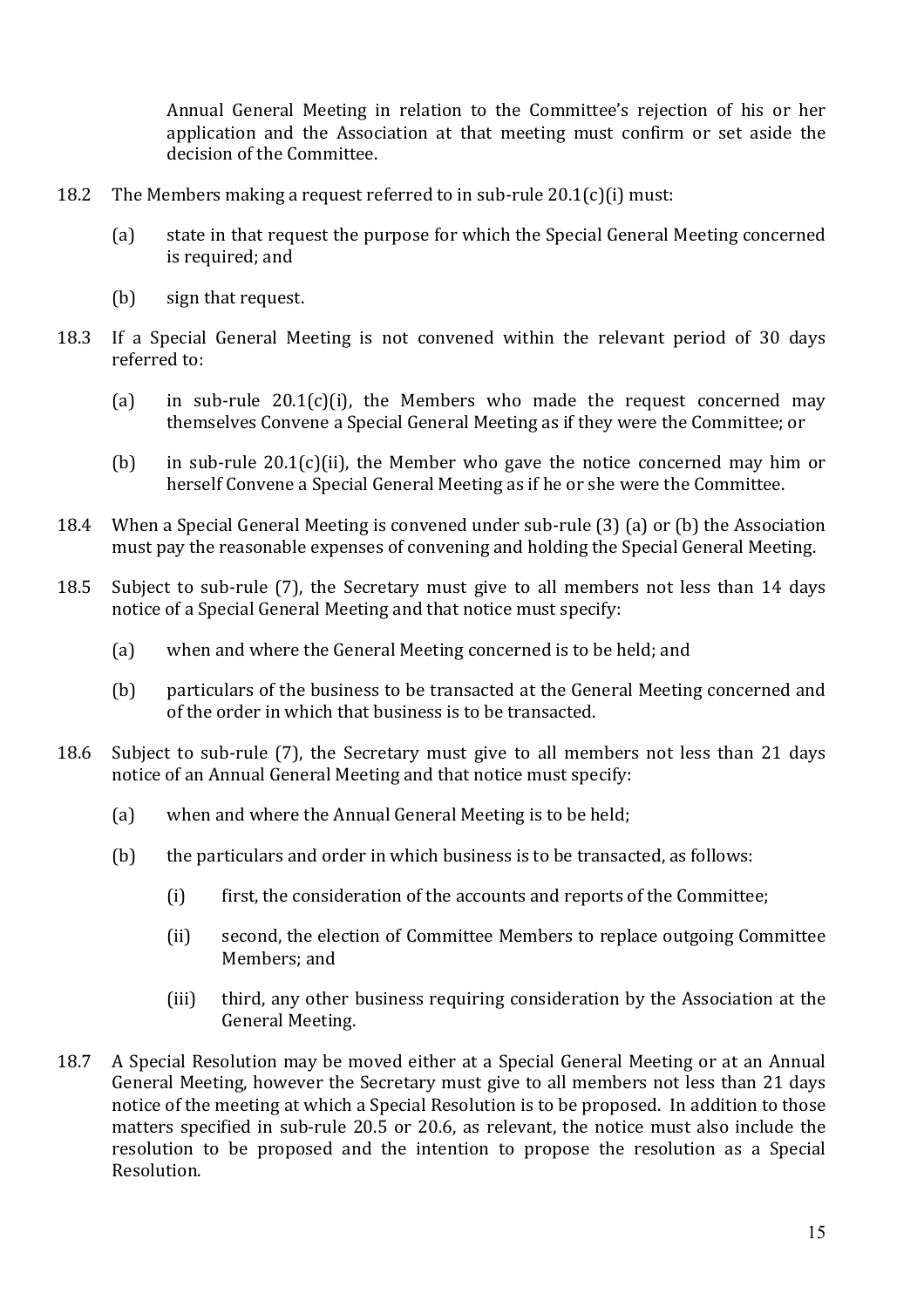Annual General Meeting in relation to the Committee's rejection of his or her application and the Association at that meeting must confirm or set aside the decision of the Committee.

18.2 The Members making a request referred to in sub-rule 20.1(c)(i) must:

(a) state in that request the purpose for which the Special General Meeting concerned is required; and

(b) sign that request.

18.3 If a Special General Meeting is not convened within the relevant period of 30 days referred to:

(a) in sub-rule 20.1(c)(i), the Members who made the request concerned may themselves Convene a Special General Meeting as if they were the Committee; or

(b) in sub-rule 20.1(c)(ii), the Member who gave the notice concerned may him or herself Convene a Special General Meeting as if he or she were the Committee.

18.4 When a Special General Meeting is convened under sub-rule (3) (a) or (b) the Association must pay the reasonable expenses of convening and holding the Special General Meeting.

18.5 Subject to sub-rule (7), the Secretary must give to all members not less than 14 days notice of a Special General Meeting and that notice must specify:

(a) when and where the General Meeting concerned is to be held; and

(b) particulars of the business to be transacted at the General Meeting concerned and of the order in which that business is to be transacted.

18.6 Subject to sub-rule (7), the Secretary must give to all members not less than 21 days notice of an Annual General Meeting and that notice must specify:

(a) when and where the Annual General Meeting is to be held;

(b) the particulars and order in which business is to be transacted, as follows:

(i) first, the consideration of the accounts and reports of the Committee;

(ii) second, the election of Committee Members to replace outgoing Committee Members; and

(iii) third, any other business requiring consideration by the Association at the General Meeting.

18.7 A Special Resolution may be moved either at a Special General Meeting or at an Annual General Meeting, however the Secretary must give to all members not less than 21 days notice of the meeting at which a Special Resolution is to be proposed. In addition to those matters specified in sub-rule 20.5 or 20.6, as relevant, the notice must also include the resolution to be proposed and the intention to propose the resolution as a Special Resolution.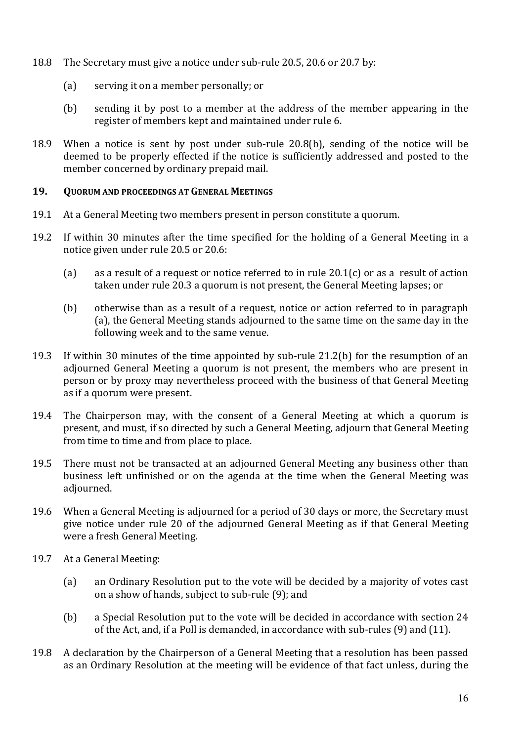18.8 The Secretary must give a notice under sub-rule 20.5, 20.6 or 20.7 by:

(a) serving it on a member personally; or

(b) sending it by post to a member at the address of the member appearing in the register of members kept and maintained under rule 6.

18.9 When a notice is sent by post under sub-rule 20.8(b), sending of the notice will be deemed to be properly effected if the notice is sufficiently addressed and posted to the member concerned by ordinary prepaid mail.

## 19. QUORUM AND PROCEEDINGS AT GENERAL MEETINGS

19.1 At a General Meeting two members present in person constitute a quorum.

19.2 If within 30 minutes after the time specified for the holding of a General Meeting in a notice given under rule 20.5 or 20.6:

(a) as a result of a request or notice referred to in rule 20.1(c) or as a result of action taken under rule 20.3 a quorum is not present, the General Meeting lapses; or

(b) otherwise than as a result of a request, notice or action referred to in paragraph (a), the General Meeting stands adjourned to the same time on the same day in the following week and to the same venue.

19.3 If within 30 minutes of the time appointed by sub-rule 21.2(b) for the resumption of an adjourned General Meeting a quorum is not present, the members who are present in person or by proxy may nevertheless proceed with the business of that General Meeting as if a quorum were present.

19.4 The Chairperson may, with the consent of a General Meeting at which a quorum is present, and must, if so directed by such a General Meeting, adjourn that General Meeting from time to time and from place to place.

19.5 There must not be transacted at an adjourned General Meeting any business other than business left unfinished or on the agenda at the time when the General Meeting was adjourned.

19.6 When a General Meeting is adjourned for a period of 30 days or more, the Secretary must give notice under rule 20 of the adjourned General Meeting as if that General Meeting were a fresh General Meeting.

19.7 At a General Meeting:

(a) an Ordinary Resolution put to the vote will be decided by a majority of votes cast on a show of hands, subject to sub-rule (9); and

(b) a Special Resolution put to the vote will be decided in accordance with section 24 of the Act, and, if a Poll is demanded, in accordance with sub-rules (9) and (11).

19.8 A declaration by the Chairperson of a General Meeting that a resolution has been passed as an Ordinary Resolution at the meeting will be evidence of that fact unless, during the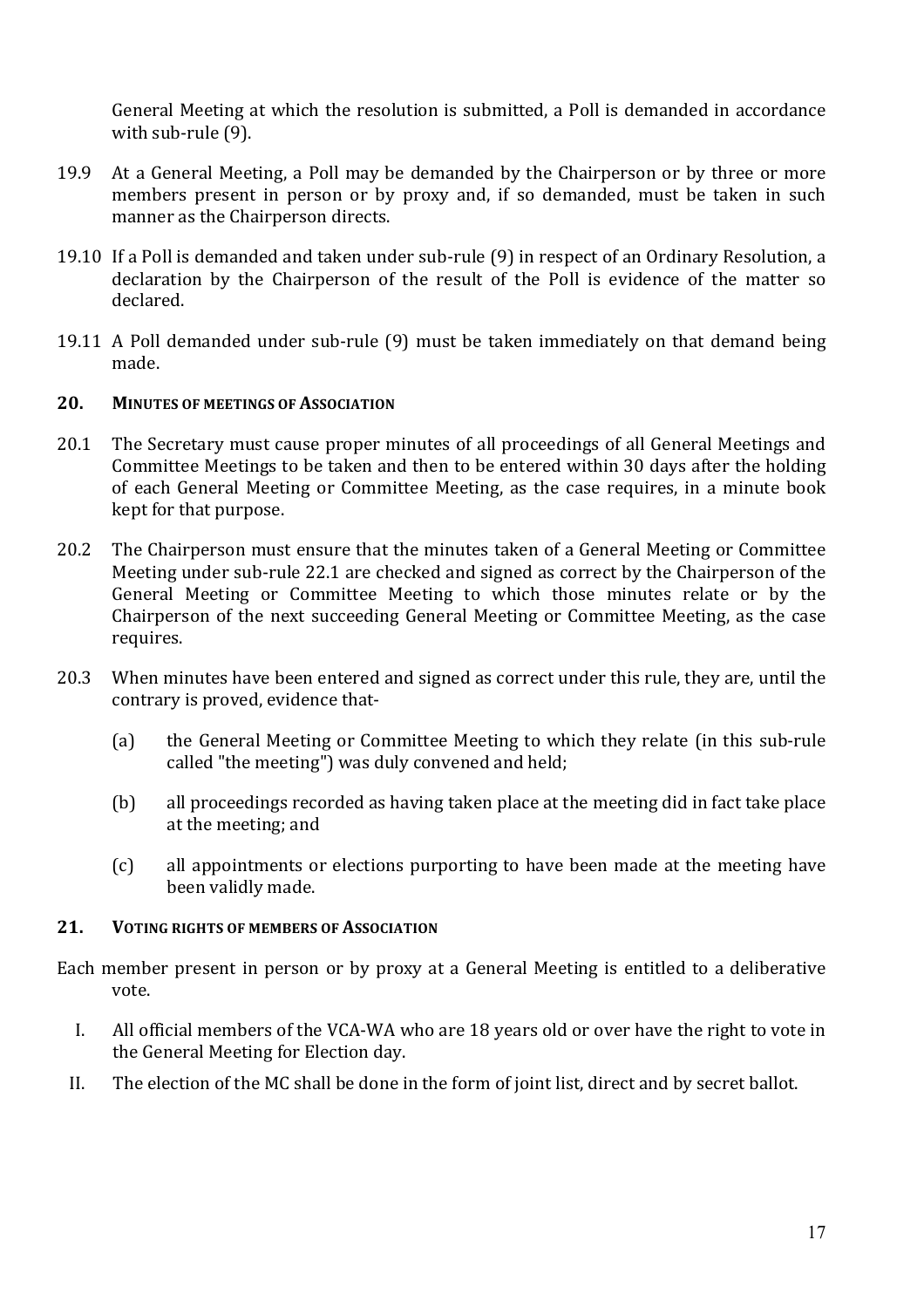General Meeting at which the resolution is submitted, a Poll is demanded in accordance with sub-rule (9).

19.9 At a General Meeting, a Poll may be demanded by the Chairperson or by three or more members present in person or by proxy and, if so demanded, must be taken in such manner as the Chairperson directs.

19.10 If a Poll is demanded and taken under sub-rule (9) in respect of an Ordinary Resolution, a declaration by the Chairperson of the result of the Poll is evidence of the matter so declared.

19.11 A Poll demanded under sub-rule (9) must be taken immediately on that demand being made.

## 20. MINUTES OF MEETINGS OF ASSOCIATION

20.1 The Secretary must cause proper minutes of all proceedings of all General Meetings and Committee Meetings to be taken and then to be entered within 30 days after the holding of each General Meeting or Committee Meeting, as the case requires, in a minute book kept for that purpose.

20.2 The Chairperson must ensure that the minutes taken of a General Meeting or Committee Meeting under sub-rule 22.1 are checked and signed as correct by the Chairperson of the General Meeting or Committee Meeting to which those minutes relate or by the Chairperson of the next succeeding General Meeting or Committee Meeting, as the case requires.

20.3 When minutes have been entered and signed as correct under this rule, they are, until the contrary is proved, evidence that-

(a) the General Meeting or Committee Meeting to which they relate (in this sub-rule called "the meeting") was duly convened and held;

(b) all proceedings recorded as having taken place at the meeting did in fact take place at the meeting; and

(c) all appointments or elections purporting to have been made at the meeting have been validly made.

## 21. VOTING RIGHTS OF MEMBERS OF ASSOCIATION

Each member present in person or by proxy at a General Meeting is entitled to a deliberative vote.

I. All official members of the VCA-WA who are 18 years old or over have the right to vote in the General Meeting for Election day.

II. The election of the MC shall be done in the form of joint list, direct and by secret ballot.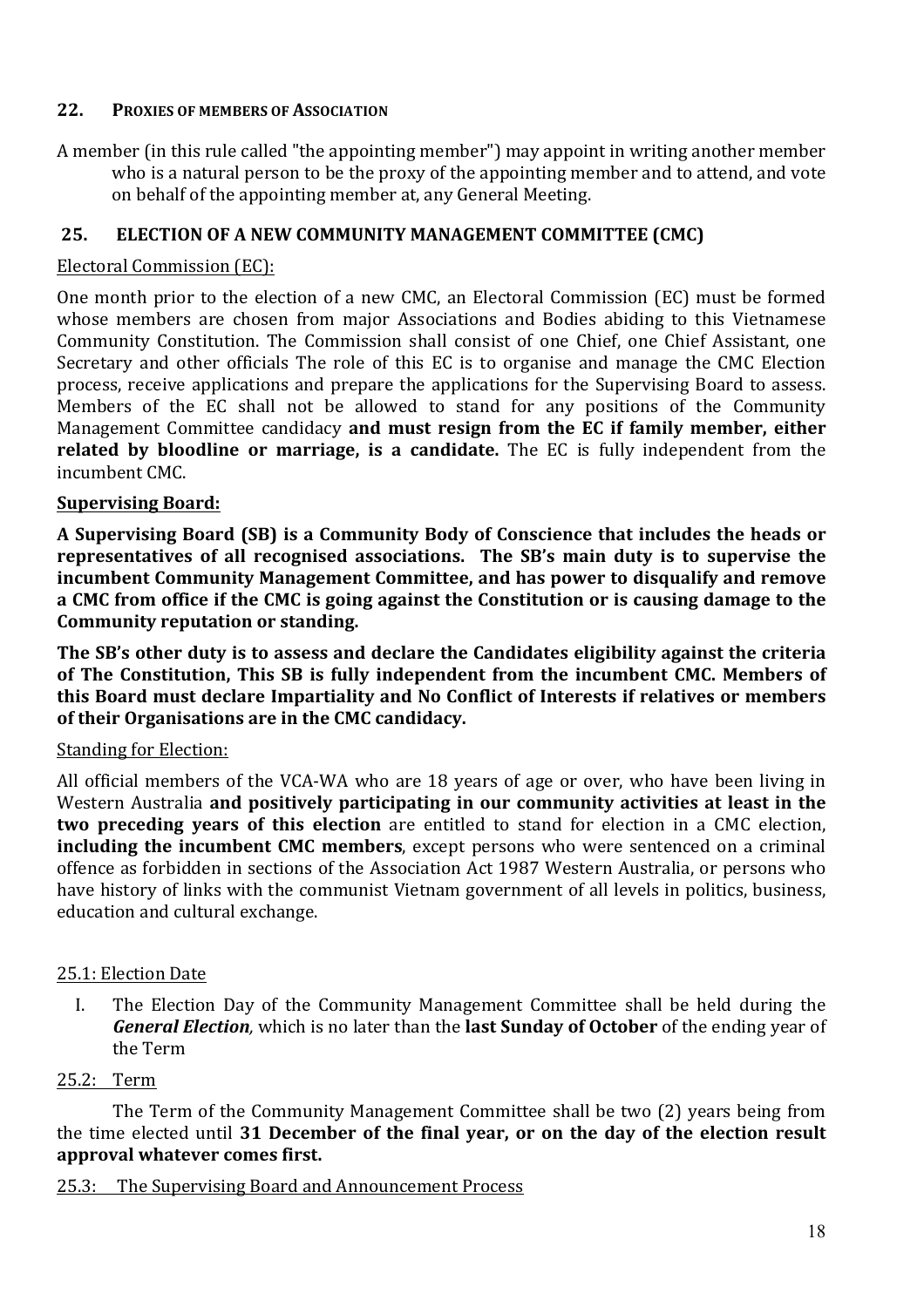## 22. PROXIES OF MEMBERS OF ASSOCIATION

A member (in this rule called "the appointing member") may appoint in writing another member who is a natural person to be the proxy of the appointing member and to attend, and vote on behalf of the appointing member at, any General Meeting.

## 25. ELECTION OF A NEW COMMUNITY MANAGEMENT COMMITTEE (CMC)

Electoral Commission (EC):

One month prior to the election of a new CMC, an Electoral Commission (EC) must be formed whose members are chosen from major Associations and Bodies abiding to this Vietnamese Community Constitution. The Commission shall consist of one Chief, one Chief Assistant, one Secretary and other officials The role of this EC is to organise and manage the CMC Election process, receive applications and prepare the applications for the Supervising Board to assess. Members of the EC shall not be allowed to stand for any positions of the Community Management Committee candidacy **and must resign from the EC if family member, either related by bloodline or marriage, is a candidate.** The EC is fully independent from the incumbent CMC.

**Supervising Board:**

**A Supervising Board (SB) is a Community Body of Conscience that includes the heads or representatives of all recognised associations. The SB's main duty is to supervise the incumbent Community Management Committee, and has power to disqualify and remove a CMC from office if the CMC is going against the Constitution or is causing damage to the Community reputation or standing.**

**The SB's other duty is to assess and declare the Candidates eligibility against the criteria of The Constitution, This SB is fully independent from the incumbent CMC. Members of this Board must declare Impartiality and No Conflict of Interests if relatives or members of their Organisations are in the CMC candidacy.**

Standing for Election:

All official members of the VCA-WA who are 18 years of age or over, who have been living in Western Australia **and positively participating in our community activities at least in the two preceding years of this election** are entitled to stand for election in a CMC election, **including the incumbent CMC members**, except persons who were sentenced on a criminal offence as forbidden in sections of the Association Act 1987 Western Australia, or persons who have history of links with the communist Vietnam government of all levels in politics, business, education and cultural exchange.

25.1: Election Date

I. The Election Day of the Community Management Committee shall be held during the ***General Election***, which is no later than the **last Sunday of October** of the ending year of the Term

25.2: Term

The Term of the Community Management Committee shall be two (2) years being from the time elected until **31 December of the final year, or on the day of the election result approval whatever comes first.**

25.3: The Supervising Board and Announcement Process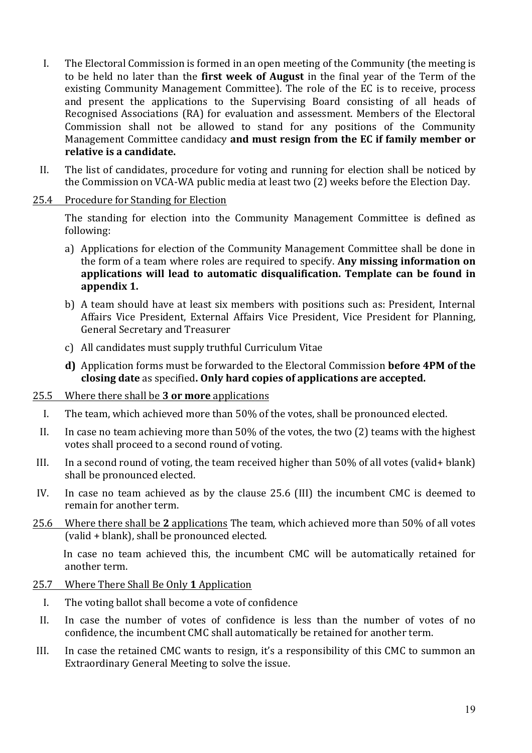I. The Electoral Commission is formed in an open meeting of the Community (the meeting is to be held no later than the **first week of August** in the final year of the Term of the existing Community Management Committee). The role of the EC is to receive, process and present the applications to the Supervising Board consisting of all heads of Recognised Associations (RA) for evaluation and assessment. Members of the Electoral Commission shall not be allowed to stand for any positions of the Community Management Committee candidacy **and must resign from the EC if family member or relative is a candidate.**

II. The list of candidates, procedure for voting and running for election shall be noticed by the Commission on VCA-WA public media at least two (2) weeks before the Election Day.

### 25.4 Procedure for Standing for Election

The standing for election into the Community Management Committee is defined as following:

a) Applications for election of the Community Management Committee shall be done in the form of a team where roles are required to specify. **Any missing information on applications will lead to automatic disqualification. Template can be found in appendix 1.**

b) A team should have at least six members with positions such as: President, Internal Affairs Vice President, External Affairs Vice President, Vice President for Planning, General Secretary and Treasurer

c) All candidates must supply truthful Curriculum Vitae

**d)** Application forms must be forwarded to the Electoral Commission **before 4PM of the closing date** as specified**. Only hard copies of applications are accepted.**

### 25.5 Where there shall be **3 or more** applications

I. The team, which achieved more than 50% of the votes, shall be pronounced elected.

II. In case no team achieving more than 50% of the votes, the two (2) teams with the highest votes shall proceed to a second round of voting.

III. In a second round of voting, the team received higher than 50% of all votes (valid+ blank) shall be pronounced elected.

IV. In case no team achieved as by the clause 25.6 (III) the incumbent CMC is deemed to remain for another term.

### 25.6 Where there shall be **2** applications

The team, which achieved more than 50% of all votes (valid + blank), shall be pronounced elected.

In case no team achieved this, the incumbent CMC will be automatically retained for another term.

### 25.7 Where There Shall Be Only **1** Application

I. The voting ballot shall become a vote of confidence

II. In case the number of votes of confidence is less than the number of votes of no confidence, the incumbent CMC shall automatically be retained for another term.

III. In case the retained CMC wants to resign, it's a responsibility of this CMC to summon an Extraordinary General Meeting to solve the issue.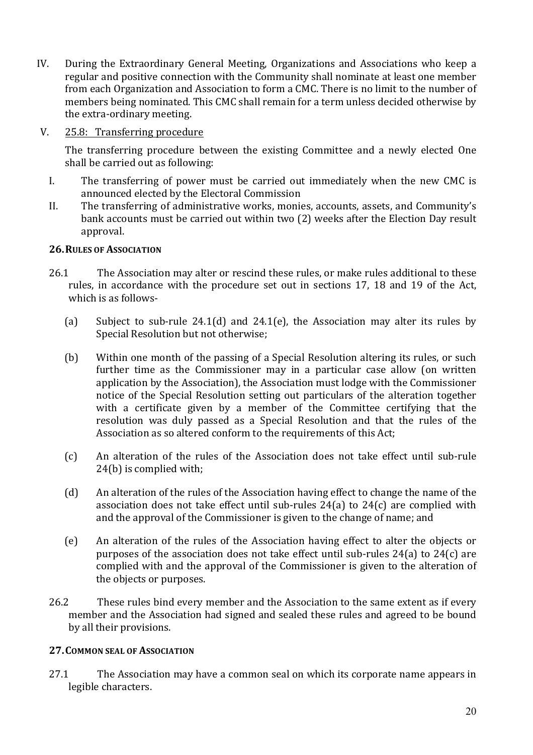IV. During the Extraordinary General Meeting, Organizations and Associations who keep a regular and positive connection with the Community shall nominate at least one member from each Organization and Association to form a CMC. There is no limit to the number of members being nominated. This CMC shall remain for a term unless decided otherwise by the extra-ordinary meeting.

V. <u>25.8: Transferring procedure</u>

The transferring procedure between the existing Committee and a newly elected One shall be carried out as following:

I. The transferring of power must be carried out immediately when the new CMC is announced elected by the Electoral Commission

II. The transferring of administrative works, monies, accounts, assets, and Community's bank accounts must be carried out within two (2) weeks after the Election Day result approval.

### 26. Rules of Association

26.1 The Association may alter or rescind these rules, or make rules additional to these rules, in accordance with the procedure set out in sections 17, 18 and 19 of the Act, which is as follows-

(a) Subject to sub-rule 24.1(d) and 24.1(e), the Association may alter its rules by Special Resolution but not otherwise;

(b) Within one month of the passing of a Special Resolution altering its rules, or such further time as the Commissioner may in a particular case allow (on written application by the Association), the Association must lodge with the Commissioner notice of the Special Resolution setting out particulars of the alteration together with a certificate given by a member of the Committee certifying that the resolution was duly passed as a Special Resolution and that the rules of the Association as so altered conform to the requirements of this Act;

(c) An alteration of the rules of the Association does not take effect until sub-rule 24(b) is complied with;

(d) An alteration of the rules of the Association having effect to change the name of the association does not take effect until sub-rules 24(a) to 24(c) are complied with and the approval of the Commissioner is given to the change of name; and

(e) An alteration of the rules of the Association having effect to alter the objects or purposes of the association does not take effect until sub-rules 24(a) to 24(c) are complied with and the approval of the Commissioner is given to the alteration of the objects or purposes.

26.2 These rules bind every member and the Association to the same extent as if every member and the Association had signed and sealed these rules and agreed to be bound by all their provisions.

### 27. Common seal of Association

27.1 The Association may have a common seal on which its corporate name appears in legible characters.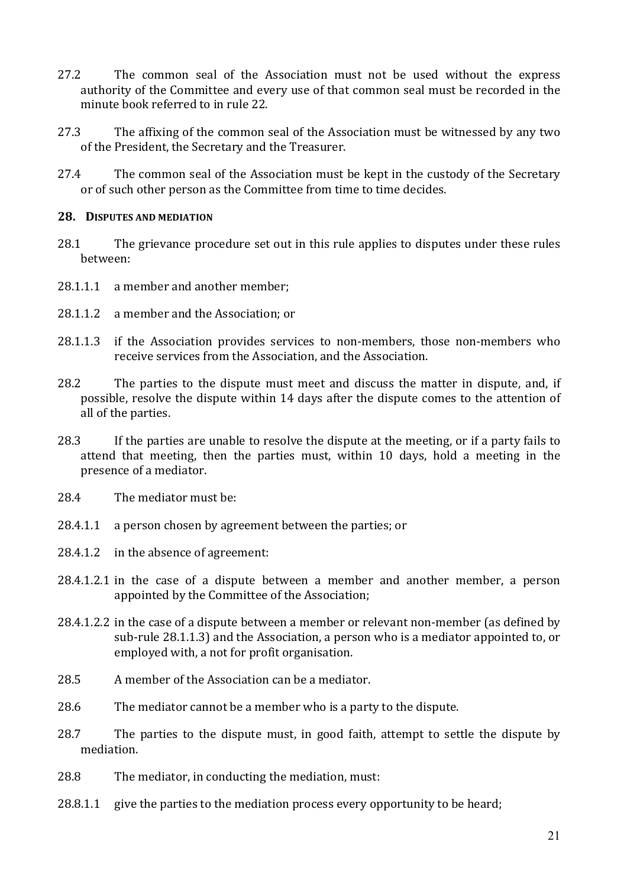27.2 The common seal of the Association must not be used without the express authority of the Committee and every use of that common seal must be recorded in the minute book referred to in rule 22.

27.3 The affixing of the common seal of the Association must be witnessed by any two of the President, the Secretary and the Treasurer.

27.4 The common seal of the Association must be kept in the custody of the Secretary or of such other person as the Committee from time to time decides.

## 28. DISPUTES AND MEDIATION

28.1 The grievance procedure set out in this rule applies to disputes under these rules between:

28.1.1.1 a member and another member;

28.1.1.2 a member and the Association; or

28.1.1.3 if the Association provides services to non-members, those non-members who receive services from the Association, and the Association.

28.2 The parties to the dispute must meet and discuss the matter in dispute, and, if possible, resolve the dispute within 14 days after the dispute comes to the attention of all of the parties.

28.3 If the parties are unable to resolve the dispute at the meeting, or if a party fails to attend that meeting, then the parties must, within 10 days, hold a meeting in the presence of a mediator.

28.4 The mediator must be:

28.4.1.1 a person chosen by agreement between the parties; or

28.4.1.2 in the absence of agreement:

28.4.1.2.1 in the case of a dispute between a member and another member, a person appointed by the Committee of the Association;

28.4.1.2.2 in the case of a dispute between a member or relevant non-member (as defined by sub-rule 28.1.1.3) and the Association, a person who is a mediator appointed to, or employed with, a not for profit organisation.

28.5 A member of the Association can be a mediator.

28.6 The mediator cannot be a member who is a party to the dispute.

28.7 The parties to the dispute must, in good faith, attempt to settle the dispute by mediation.

28.8 The mediator, in conducting the mediation, must:

28.8.1.1 give the parties to the mediation process every opportunity to be heard;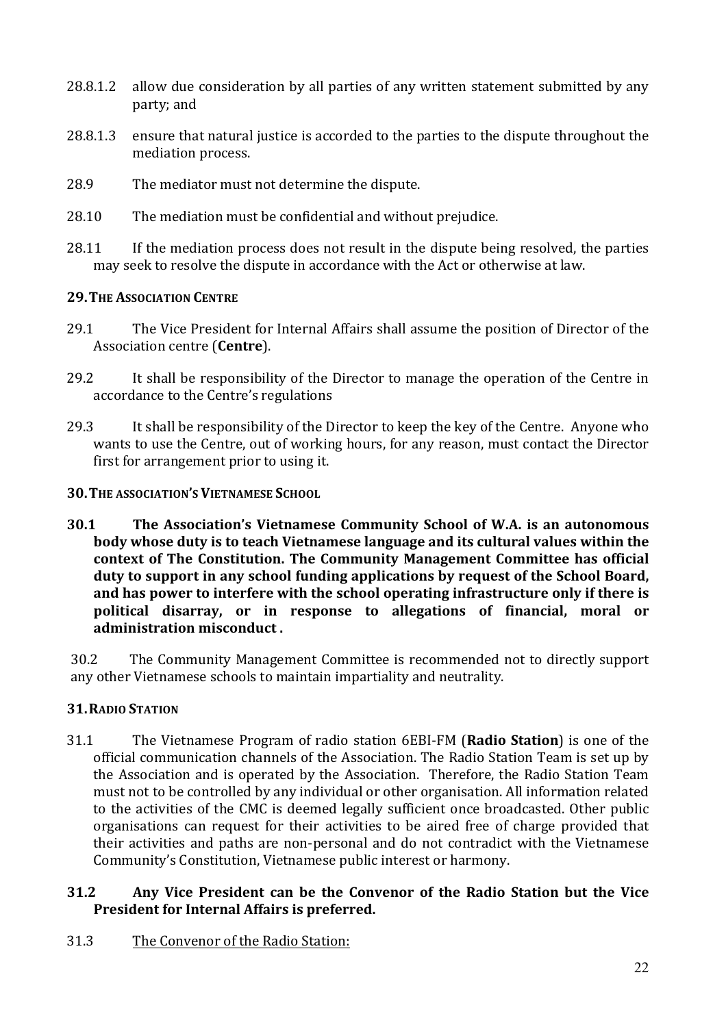28.8.1.2 allow due consideration by all parties of any written statement submitted by any party; and

28.8.1.3 ensure that natural justice is accorded to the parties to the dispute throughout the mediation process.

28.9 The mediator must not determine the dispute.

28.10 The mediation must be confidential and without prejudice.

28.11 If the mediation process does not result in the dispute being resolved, the parties may seek to resolve the dispute in accordance with the Act or otherwise at law.

## 29. THE ASSOCIATION CENTRE

29.1 The Vice President for Internal Affairs shall assume the position of Director of the Association centre (**Centre**).

29.2 It shall be responsibility of the Director to manage the operation of the Centre in accordance to the Centre's regulations

29.3 It shall be responsibility of the Director to keep the key of the Centre. Anyone who wants to use the Centre, out of working hours, for any reason, must contact the Director first for arrangement prior to using it.

## 30. THE ASSOCIATION'S VIETNAMESE SCHOOL

**30.1 The Association's Vietnamese Community School of W.A. is an autonomous body whose duty is to teach Vietnamese language and its cultural values within the context of The Constitution. The Community Management Committee has official duty to support in any school funding applications by request of the School Board, and has power to interfere with the school operating infrastructure only if there is political disarray, or in response to allegations of financial, moral or administration misconduct .**

30.2 The Community Management Committee is recommended not to directly support any other Vietnamese schools to maintain impartiality and neutrality.

## 31. RADIO STATION

31.1 The Vietnamese Program of radio station 6EBI-FM (**Radio Station**) is one of the official communication channels of the Association. The Radio Station Team is set up by the Association and is operated by the Association. Therefore, the Radio Station Team must not to be controlled by any individual or other organisation. All information related to the activities of the CMC is deemed legally sufficient once broadcasted. Other public organisations can request for their activities to be aired free of charge provided that their activities and paths are non-personal and do not contradict with the Vietnamese Community's Constitution, Vietnamese public interest or harmony.

**31.2 Any Vice President can be the Convenor of the Radio Station but the Vice President for Internal Affairs is preferred.**

31.3 <u>The Convenor of the Radio Station:</u>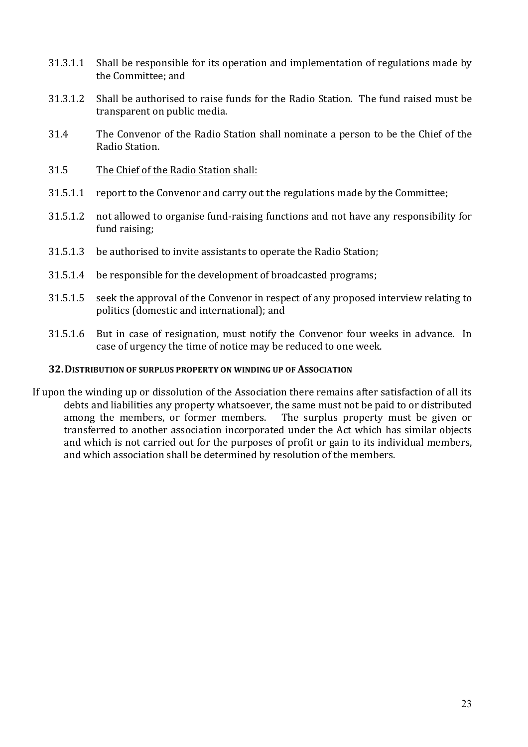31.3.1.1 Shall be responsible for its operation and implementation of regulations made by the Committee; and

31.3.1.2 Shall be authorised to raise funds for the Radio Station. The fund raised must be transparent on public media.

31.4 The Convenor of the Radio Station shall nominate a person to be the Chief of the Radio Station.

31.5 <u>The Chief of the Radio Station shall:</u>

31.5.1.1 report to the Convenor and carry out the regulations made by the Committee;

31.5.1.2 not allowed to organise fund-raising functions and not have any responsibility for fund raising;

31.5.1.3 be authorised to invite assistants to operate the Radio Station;

31.5.1.4 be responsible for the development of broadcasted programs;

31.5.1.5 seek the approval of the Convenor in respect of any proposed interview relating to politics (domestic and international); and

31.5.1.6 But in case of resignation, must notify the Convenor four weeks in advance. In case of urgency the time of notice may be reduced to one week.

### 32. DISTRIBUTION OF SURPLUS PROPERTY ON WINDING UP OF ASSOCIATION

If upon the winding up or dissolution of the Association there remains after satisfaction of all its debts and liabilities any property whatsoever, the same must not be paid to or distributed among the members, or former members. The surplus property must be given or transferred to another association incorporated under the Act which has similar objects and which is not carried out for the purposes of profit or gain to its individual members, and which association shall be determined by resolution of the members.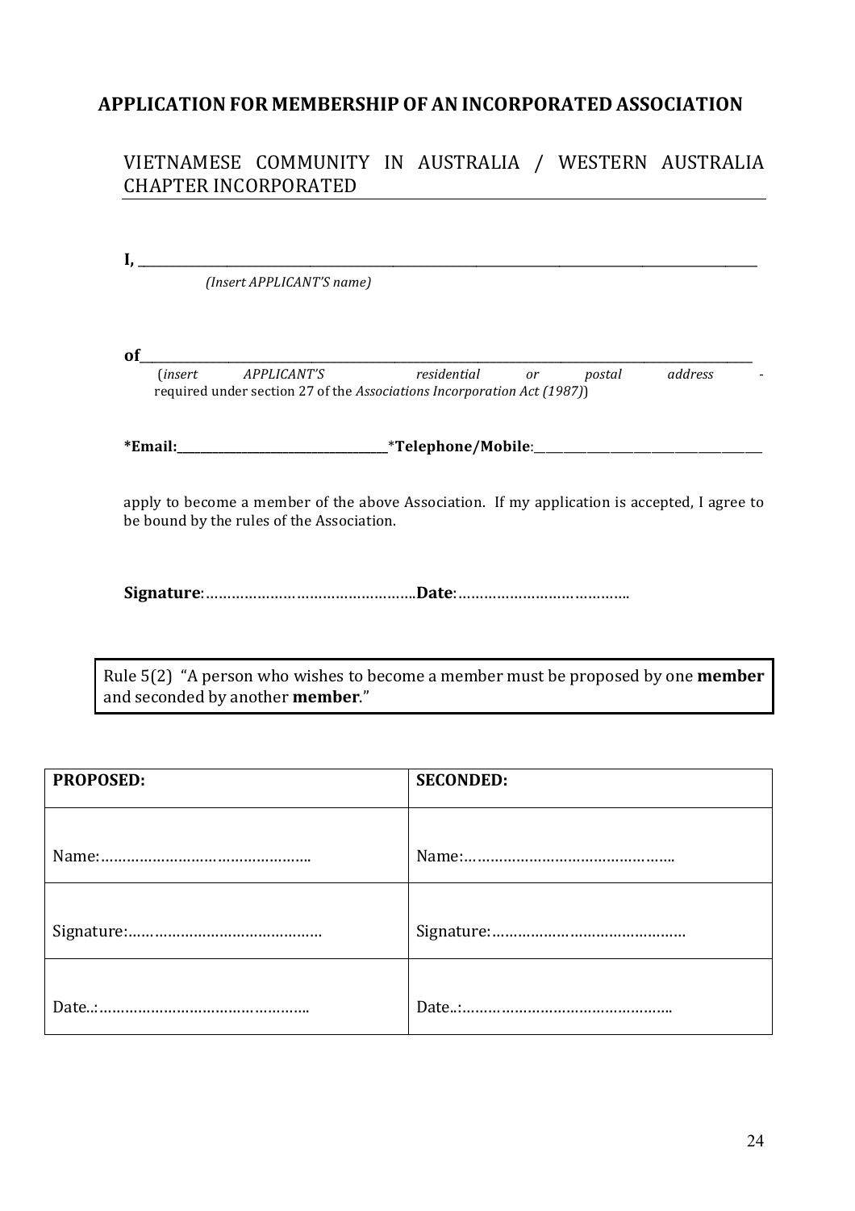## APPLICATION FOR MEMBERSHIP OF AN INCORPORATED ASSOCIATION

VIETNAMESE COMMUNITY IN AUSTRALIA / WESTERN AUSTRALIA CHAPTER INCORPORATED

**I,** ______________________________________________________________________

*(Insert APPLICANT'S name)*

**of**______________________________________________________________________

(*insert APPLICANT'S residential or postal address* - required under section 27 of the *Associations Incorporation Act (1987)*)

**\*Email:**_________________________ \***Telephone/Mobile**:_________________________

apply to become a member of the above Association. If my application is accepted, I agree to be bound by the rules of the Association.

**Signature**:…………………………………………..**Date**:…………………………………..

> Rule 5(2) "A person who wishes to become a member must be proposed by one **member** and seconded by another **member**."

| **PROPOSED:** | **SECONDED:** |
|---|---|
| Name:………………………………………….. | Name:………………………………………….. |
| Signature:………………………………………. | Signature:………………………………………. |
| Date..:………………………………………….. | Date..:………………………………………….. |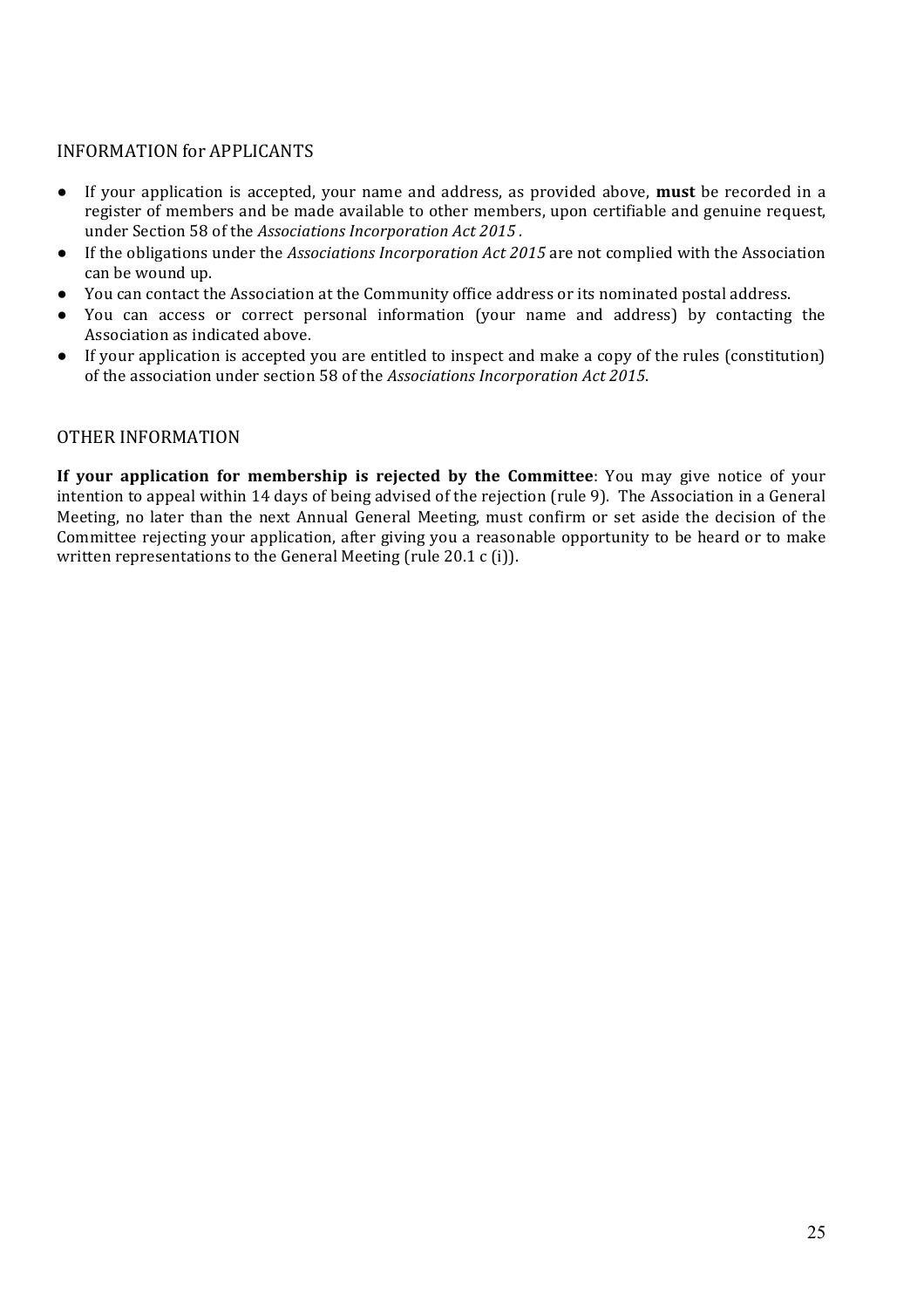## INFORMATION for APPLICANTS

- If your application is accepted, your name and address, as provided above, **must** be recorded in a register of members and be made available to other members, upon certifiable and genuine request, under Section 58 of the *Associations Incorporation Act 2015* .
- If the obligations under the *Associations Incorporation Act 2015* are not complied with the Association can be wound up.
- You can contact the Association at the Community office address or its nominated postal address.
- You can access or correct personal information (your name and address) by contacting the Association as indicated above.
- If your application is accepted you are entitled to inspect and make a copy of the rules (constitution) of the association under section 58 of the *Associations Incorporation Act 2015*.

## OTHER INFORMATION

**If your application for membership is rejected by the Committee**: You may give notice of your intention to appeal within 14 days of being advised of the rejection (rule 9). The Association in a General Meeting, no later than the next Annual General Meeting, must confirm or set aside the decision of the Committee rejecting your application, after giving you a reasonable opportunity to be heard or to make written representations to the General Meeting (rule 20.1 c (i)).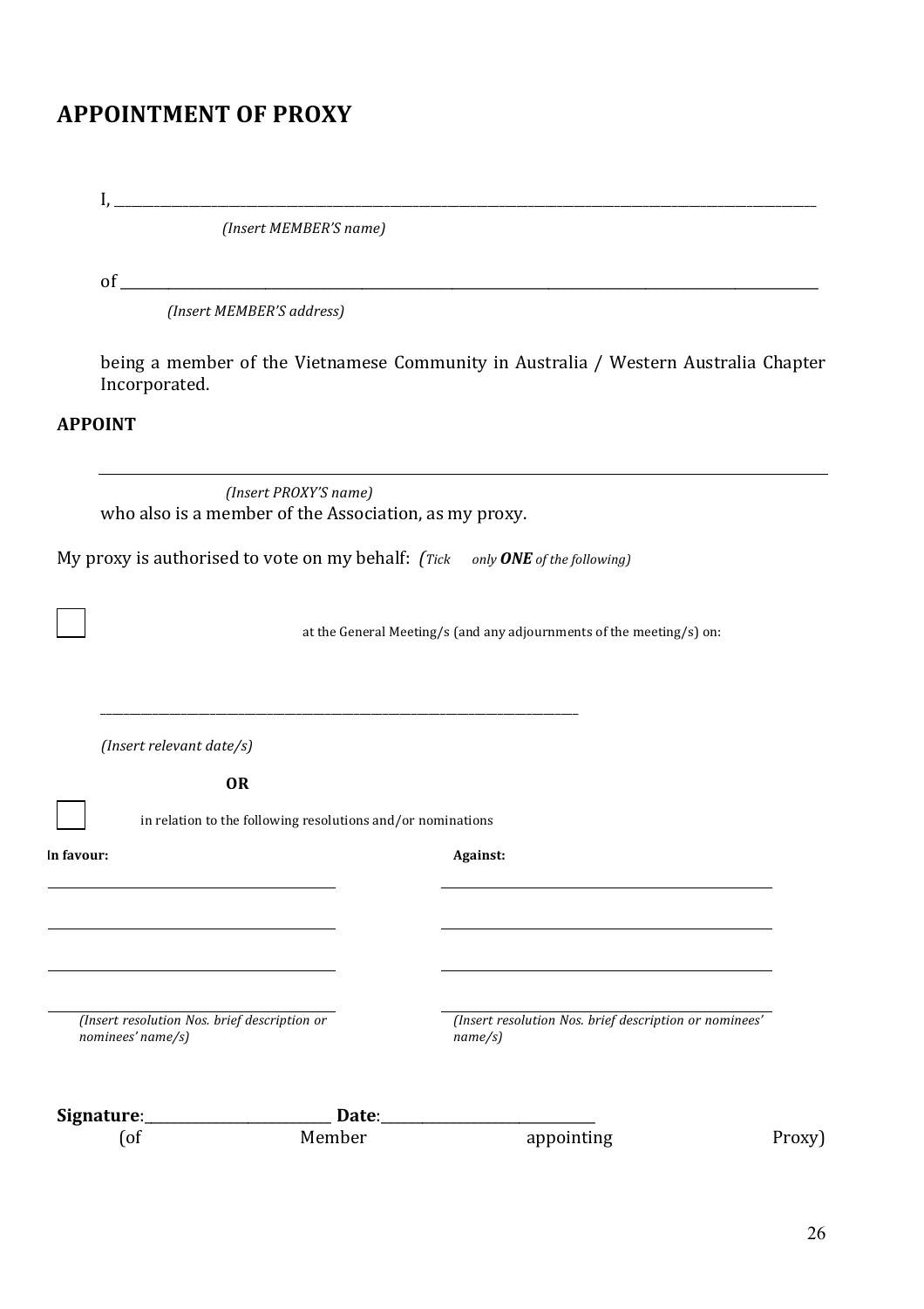# APPOINTMENT OF PROXY

I, \_\_\_\_\_\_\_\_\_\_\_\_\_\_\_\_\_\_\_\_\_\_\_\_\_\_\_\_\_\_\_\_\_\_\_\_\_\_\_\_\_\_\_\_\_\_\_\_\_\_\_\_\_\_\_\_\_\_\_\_

*(Insert MEMBER'S name)*

of \_\_\_\_\_\_\_\_\_\_\_\_\_\_\_\_\_\_\_\_\_\_\_\_\_\_\_\_\_\_\_\_\_\_\_\_\_\_\_\_\_\_\_\_\_\_\_\_\_\_\_\_\_\_\_\_\_\_\_\_

*(Insert MEMBER'S address)*

being a member of the Vietnamese Community in Australia / Western Australia Chapter Incorporated.

**APPOINT**

\_\_\_\_\_\_\_\_\_\_\_\_\_\_\_\_\_\_\_\_\_\_\_\_\_\_\_\_\_\_\_\_\_\_\_\_\_\_\_\_\_\_\_\_\_\_\_\_\_\_\_\_\_\_\_\_\_\_\_\_

*(Insert PROXY'S name)*

who also is a member of the Association, as my proxy.

My proxy is authorised to vote on my behalf: *(Tick only **ONE** of the following)*

☐ at the General Meeting/s (and any adjournments of the meeting/s) on:

\_\_\_\_\_\_\_\_\_\_\_\_\_\_\_\_\_\_\_\_\_\_\_\_\_\_\_\_\_\_\_\_\_\_\_\_\_\_\_\_\_\_\_\_

*(Insert relevant date/s)*

**OR**

☐ in relation to the following resolutions and/or nominations

| **In favour:** | **Against:** |
|---|---|
| \_\_\_\_\_\_\_\_\_\_\_\_\_\_\_\_\_\_\_\_ | \_\_\_\_\_\_\_\_\_\_\_\_\_\_\_\_\_\_\_\_ |
| \_\_\_\_\_\_\_\_\_\_\_\_\_\_\_\_\_\_\_\_ | \_\_\_\_\_\_\_\_\_\_\_\_\_\_\_\_\_\_\_\_ |
| \_\_\_\_\_\_\_\_\_\_\_\_\_\_\_\_\_\_\_\_ | \_\_\_\_\_\_\_\_\_\_\_\_\_\_\_\_\_\_\_\_ |
| \_\_\_\_\_\_\_\_\_\_\_\_\_\_\_\_\_\_\_\_ | \_\_\_\_\_\_\_\_\_\_\_\_\_\_\_\_\_\_\_\_ |
| *(Insert resolution Nos. brief description or nominees' name/s)* | *(Insert resolution Nos. brief description or nominees' name/s)* |

**Signature**:\_\_\_\_\_\_\_\_\_\_\_\_\_\_\_\_\_\_\_\_ **Date**:\_\_\_\_\_\_\_\_\_\_\_\_\_\_\_\_\_\_\_\_

(of Member appointing Proxy)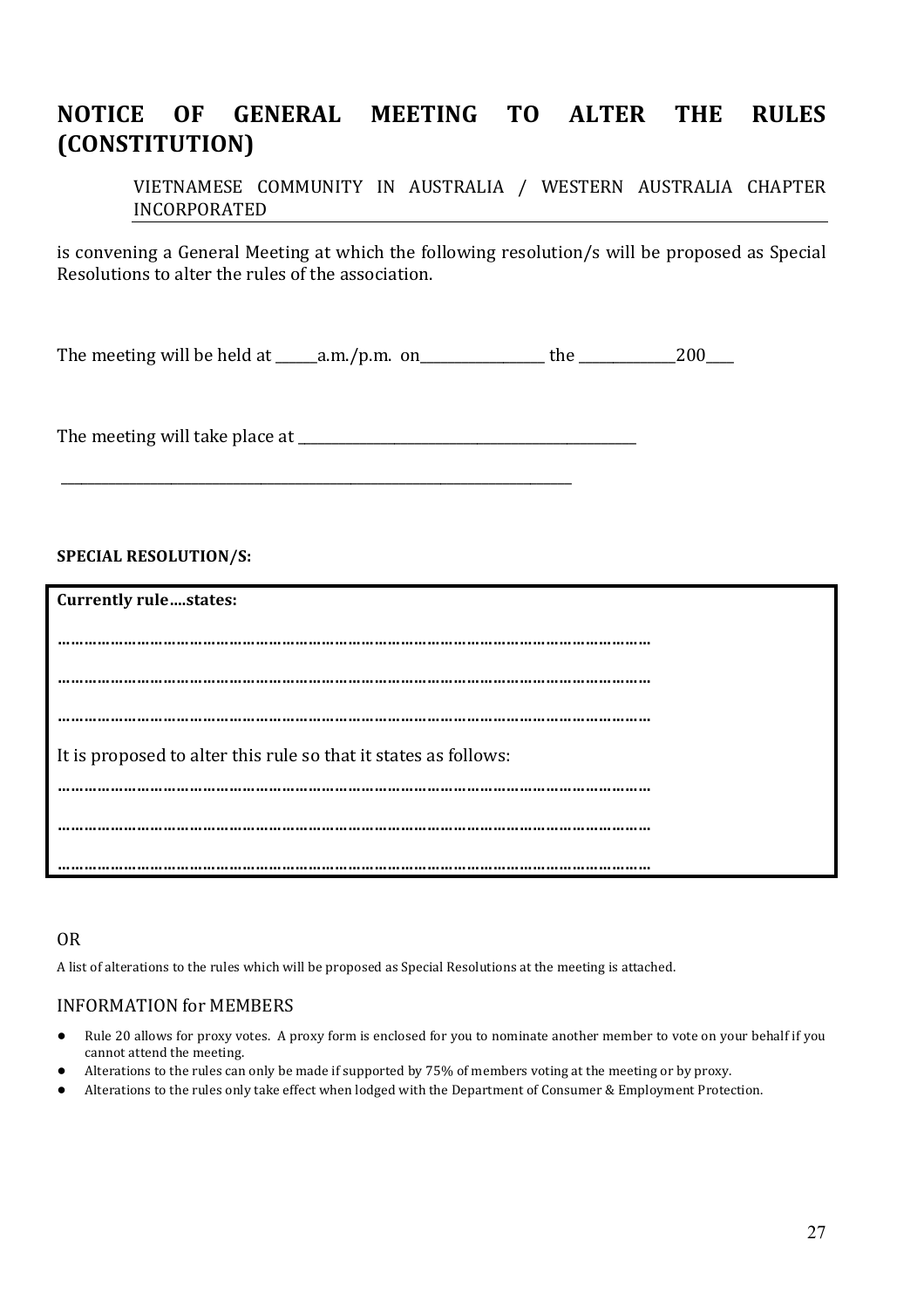# NOTICE OF GENERAL MEETING TO ALTER THE RULES (CONSTITUTION)

VIETNAMESE COMMUNITY IN AUSTRALIA / WESTERN AUSTRALIA CHAPTER INCORPORATED

is convening a General Meeting at which the following resolution/s will be proposed as Special Resolutions to alter the rules of the association.

The meeting will be held at ______a.m./p.m. on__________________ the ______________200____

The meeting will take place at _________________________________________________

___________________________________________________________________________

**SPECIAL RESOLUTION/S:**

**Currently rule….states:**

**………………………………………………………………………………………………………………**

**………………………………………………………………………………………………………………**

**………………………………………………………………………………………………………………**

It is proposed to alter this rule so that it states as follows:

**………………………………………………………………………………………………………………**

**………………………………………………………………………………………………………………**

**………………………………………………………………………………………………………………**

OR

A list of alterations to the rules which will be proposed as Special Resolutions at the meeting is attached.

INFORMATION for MEMBERS

- Rule 20 allows for proxy votes. A proxy form is enclosed for you to nominate another member to vote on your behalf if you cannot attend the meeting.
- Alterations to the rules can only be made if supported by 75% of members voting at the meeting or by proxy.
- Alterations to the rules only take effect when lodged with the Department of Consumer & Employment Protection.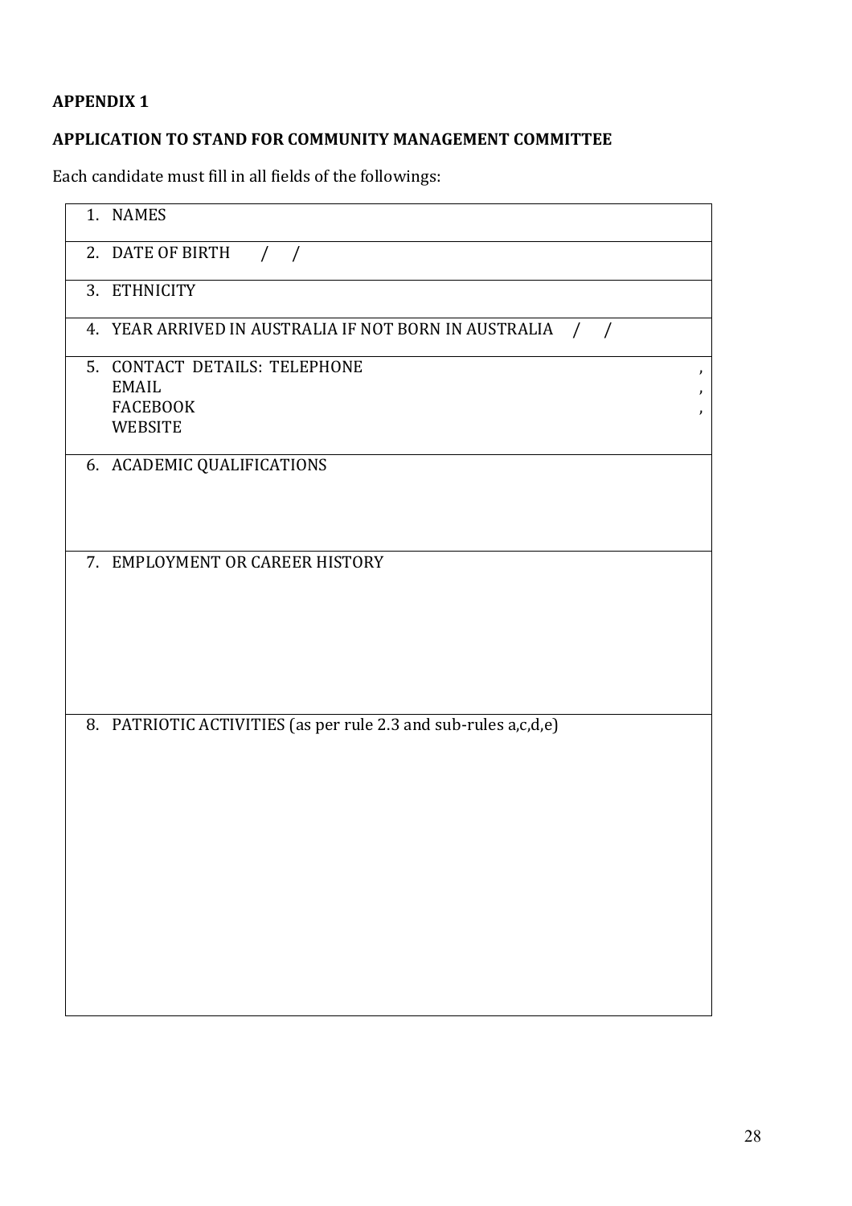**APPENDIX 1**

**APPLICATION TO STAND FOR COMMUNITY MANAGEMENT COMMITTEE**

Each candidate must fill in all fields of the followings:

| |
|---|
| 1. NAMES |
| 2. DATE OF BIRTH / / |
| 3. ETHNICITY |
| 4. YEAR ARRIVED IN AUSTRALIA IF NOT BORN IN AUSTRALIA / / |
| 5. CONTACT DETAILS: TELEPHONE , <br> EMAIL , <br> FACEBOOK , <br> WEBSITE |
| 6. ACADEMIC QUALIFICATIONS |
| 7. EMPLOYMENT OR CAREER HISTORY |
| 8. PATRIOTIC ACTIVITIES (as per rule 2.3 and sub-rules a,c,d,e) |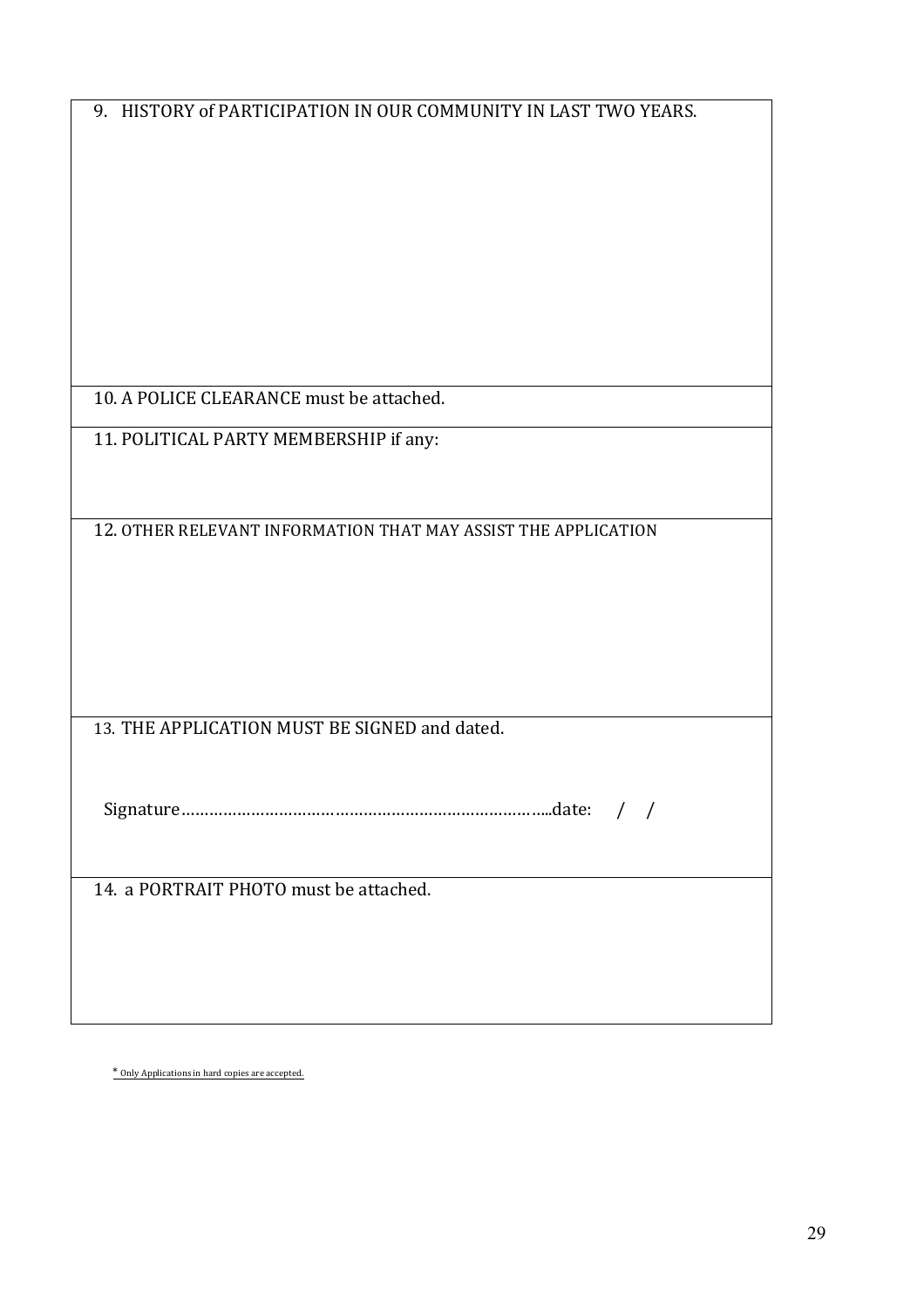| 9. HISTORY of PARTICIPATION IN OUR COMMUNITY IN LAST TWO YEARS. |
|---|
| 10. A POLICE CLEARANCE must be attached. |
| 11. POLITICAL PARTY MEMBERSHIP if any: |
| 12. OTHER RELEVANT INFORMATION THAT MAY ASSIST THE APPLICATION |
| 13. THE APPLICATION MUST BE SIGNED and dated.<br><br>Signature…………………………………………………………………...date: / / |
| 14. a PORTRAIT PHOTO must be attached. |

* Only Applications in hard copies are accepted.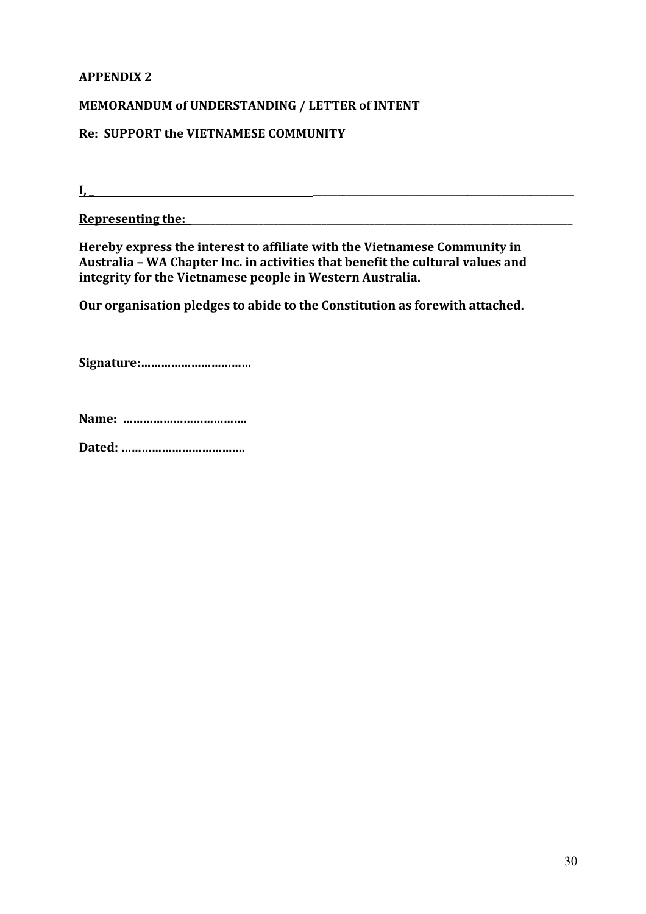**APPENDIX 2**

**MEMORANDUM of UNDERSTANDING / LETTER of INTENT**

**Re: SUPPORT the VIETNAMESE COMMUNITY**

**I, _______________________________________________________________________________________**

**Representing the: ______________________________________________________________________**

**Hereby express the interest to affiliate with the Vietnamese Community in Australia – WA Chapter Inc. in activities that benefit the cultural values and integrity for the Vietnamese people in Western Australia.**

**Our organisation pledges to abide to the Constitution as forewith attached.**

**Signature:……………………………**

**Name: ……………………………….**

**Dated: ……………………………….**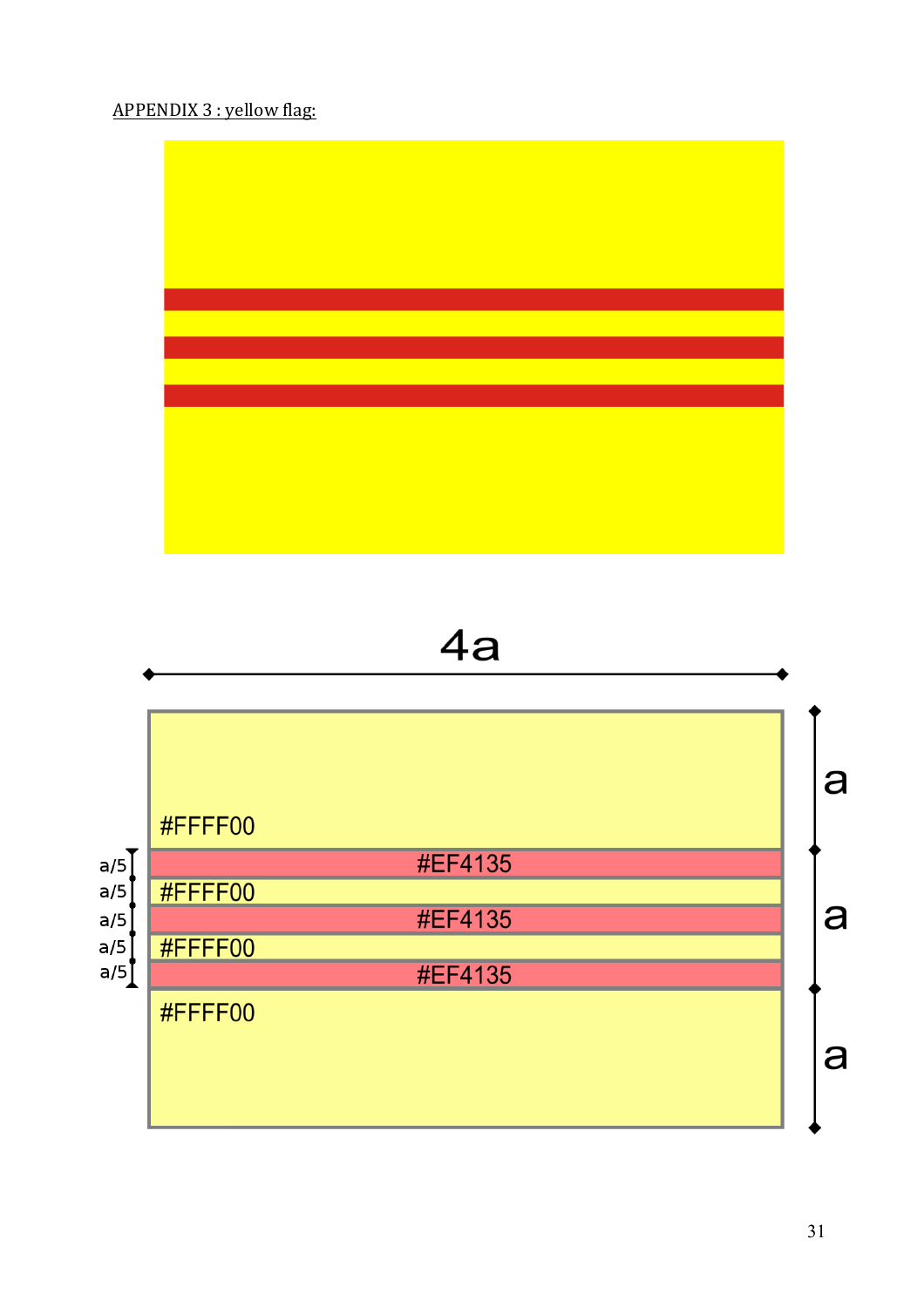APPENDIX 3 : yellow flag:

4a

a

a

a

#FFFF00

a/5

#EF4135

a/5

#FFFF00

a/5

#EF4135

a/5

#FFFF00

a/5

#EF4135

#FFFF00